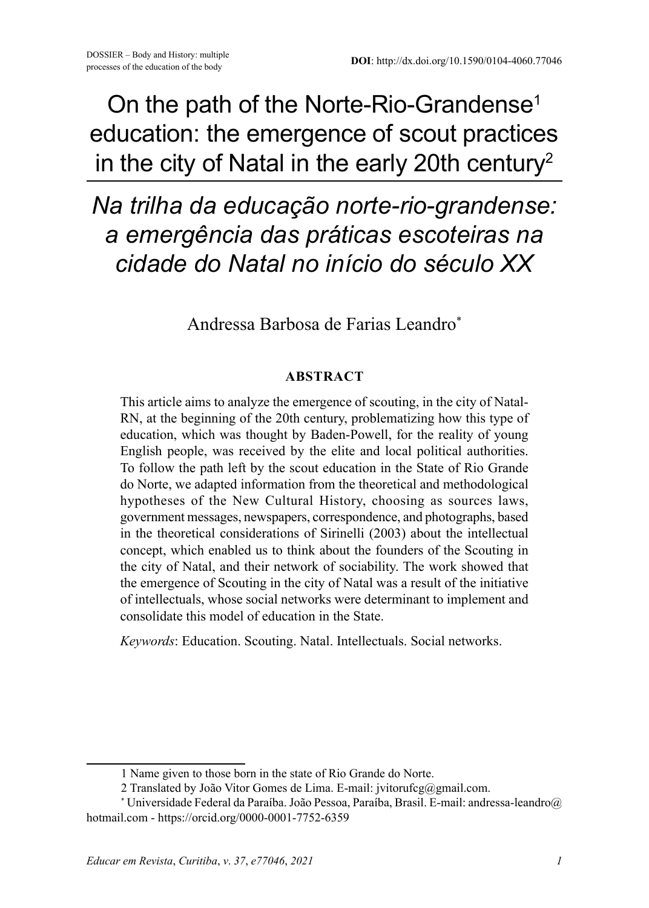DOSSIER – Body and History: multiple processes of the education of the body

**DOI**: http://dx.doi.org/10.1590/0104-4060.77046

# On the path of the Norte-Rio-Grandense[1] education: the emergence of scout practices in the city of Natal in the early 20th century[2]

# *Na trilha da educação norte-rio-grandense: a emergência das práticas escoteiras na cidade do Natal no início do século XX*

Andressa Barbosa de Farias Leandro[*]

**ABSTRACT**

This article aims to analyze the emergence of scouting, in the city of Natal-RN, at the beginning of the 20th century, problematizing how this type of education, which was thought by Baden-Powell, for the reality of young English people, was received by the elite and local political authorities. To follow the path left by the scout education in the State of Rio Grande do Norte, we adapted information from the theoretical and methodological hypotheses of the New Cultural History, choosing as sources laws, government messages, newspapers, correspondence, and photographs, based in the theoretical considerations of Sirinelli (2003) about the intellectual concept, which enabled us to think about the founders of the Scouting in the city of Natal, and their network of sociability. The work showed that the emergence of Scouting in the city of Natal was a result of the initiative of intellectuals, whose social networks were determinant to implement and consolidate this model of education in the State.

*Keywords*: Education. Scouting. Natal. Intellectuals. Social networks.

---

1 Name given to those born in the state of Rio Grande do Norte.

2 Translated by João Vitor Gomes de Lima. E-mail: jvitorufcg@gmail.com.

\* Universidade Federal da Paraíba. João Pessoa, Paraíba, Brasil. E-mail: andressa-leandro@hotmail.com - https://orcid.org/0000-0001-7752-6359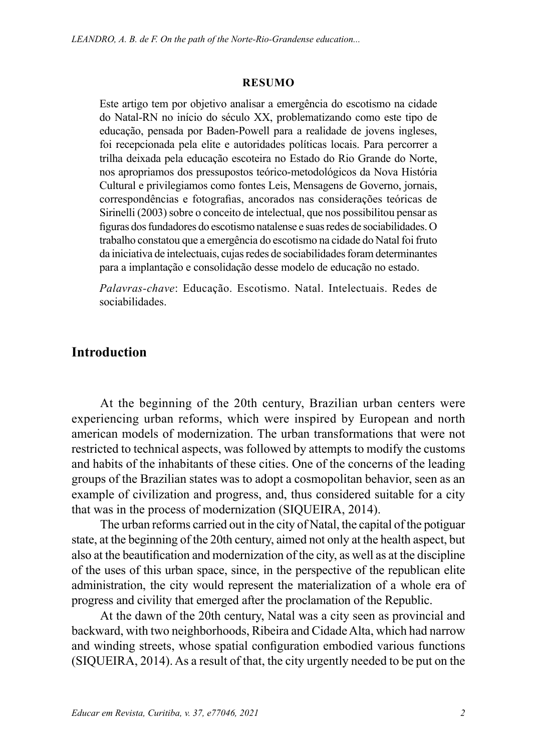**RESUMO**

Este artigo tem por objetivo analisar a emergência do escotismo na cidade do Natal-RN no início do século XX, problematizando como este tipo de educação, pensada por Baden-Powell para a realidade de jovens ingleses, foi recepcionada pela elite e autoridades políticas locais. Para percorrer a trilha deixada pela educação escoteira no Estado do Rio Grande do Norte, nos apropriamos dos pressupostos teórico-metodológicos da Nova História Cultural e privilegiamos como fontes Leis, Mensagens de Governo, jornais, correspondências e fotografias, ancorados nas considerações teóricas de Sirinelli (2003) sobre o conceito de intelectual, que nos possibilitou pensar as figuras dos fundadores do escotismo natalense e suas redes de sociabilidades. O trabalho constatou que a emergência do escotismo na cidade do Natal foi fruto da iniciativa de intelectuais, cujas redes de sociabilidades foram determinantes para a implantação e consolidação desse modelo de educação no estado.

*Palavras-chave*: Educação. Escotismo. Natal. Intelectuais. Redes de sociabilidades.

## Introduction

At the beginning of the 20th century, Brazilian urban centers were experiencing urban reforms, which were inspired by European and north american models of modernization. The urban transformations that were not restricted to technical aspects, was followed by attempts to modify the customs and habits of the inhabitants of these cities. One of the concerns of the leading groups of the Brazilian states was to adopt a cosmopolitan behavior, seen as an example of civilization and progress, and, thus considered suitable for a city that was in the process of modernization (SIQUEIRA, 2014).

The urban reforms carried out in the city of Natal, the capital of the potiguar state, at the beginning of the 20th century, aimed not only at the health aspect, but also at the beautification and modernization of the city, as well as at the discipline of the uses of this urban space, since, in the perspective of the republican elite administration, the city would represent the materialization of a whole era of progress and civility that emerged after the proclamation of the Republic.

At the dawn of the 20th century, Natal was a city seen as provincial and backward, with two neighborhoods, Ribeira and Cidade Alta, which had narrow and winding streets, whose spatial configuration embodied various functions (SIQUEIRA, 2014). As a result of that, the city urgently needed to be put on the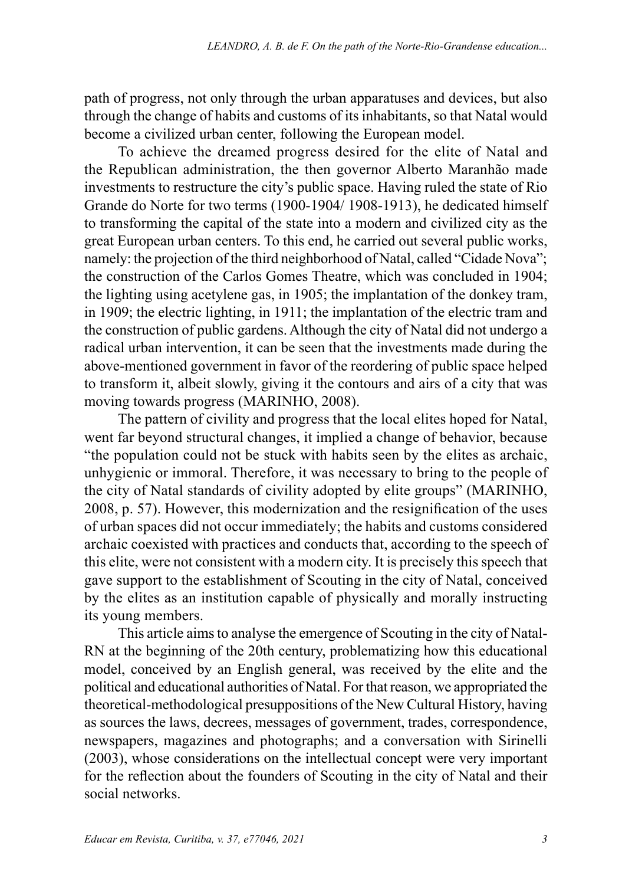path of progress, not only through the urban apparatuses and devices, but also through the change of habits and customs of its inhabitants, so that Natal would become a civilized urban center, following the European model.

To achieve the dreamed progress desired for the elite of Natal and the Republican administration, the then governor Alberto Maranhão made investments to restructure the city's public space. Having ruled the state of Rio Grande do Norte for two terms (1900-1904/ 1908-1913), he dedicated himself to transforming the capital of the state into a modern and civilized city as the great European urban centers. To this end, he carried out several public works, namely: the projection of the third neighborhood of Natal, called "Cidade Nova"; the construction of the Carlos Gomes Theatre, which was concluded in 1904; the lighting using acetylene gas, in 1905; the implantation of the donkey tram, in 1909; the electric lighting, in 1911; the implantation of the electric tram and the construction of public gardens. Although the city of Natal did not undergo a radical urban intervention, it can be seen that the investments made during the above-mentioned government in favor of the reordering of public space helped to transform it, albeit slowly, giving it the contours and airs of a city that was moving towards progress (MARINHO, 2008).

The pattern of civility and progress that the local elites hoped for Natal, went far beyond structural changes, it implied a change of behavior, because "the population could not be stuck with habits seen by the elites as archaic, unhygienic or immoral. Therefore, it was necessary to bring to the people of the city of Natal standards of civility adopted by elite groups" (MARINHO, 2008, p. 57). However, this modernization and the resignification of the uses of urban spaces did not occur immediately; the habits and customs considered archaic coexisted with practices and conducts that, according to the speech of this elite, were not consistent with a modern city. It is precisely this speech that gave support to the establishment of Scouting in the city of Natal, conceived by the elites as an institution capable of physically and morally instructing its young members.

This article aims to analyse the emergence of Scouting in the city of Natal-RN at the beginning of the 20th century, problematizing how this educational model, conceived by an English general, was received by the elite and the political and educational authorities of Natal. For that reason, we appropriated the theoretical-methodological presuppositions of the New Cultural History, having as sources the laws, decrees, messages of government, trades, correspondence, newspapers, magazines and photographs; and a conversation with Sirinelli (2003), whose considerations on the intellectual concept were very important for the reflection about the founders of Scouting in the city of Natal and their social networks.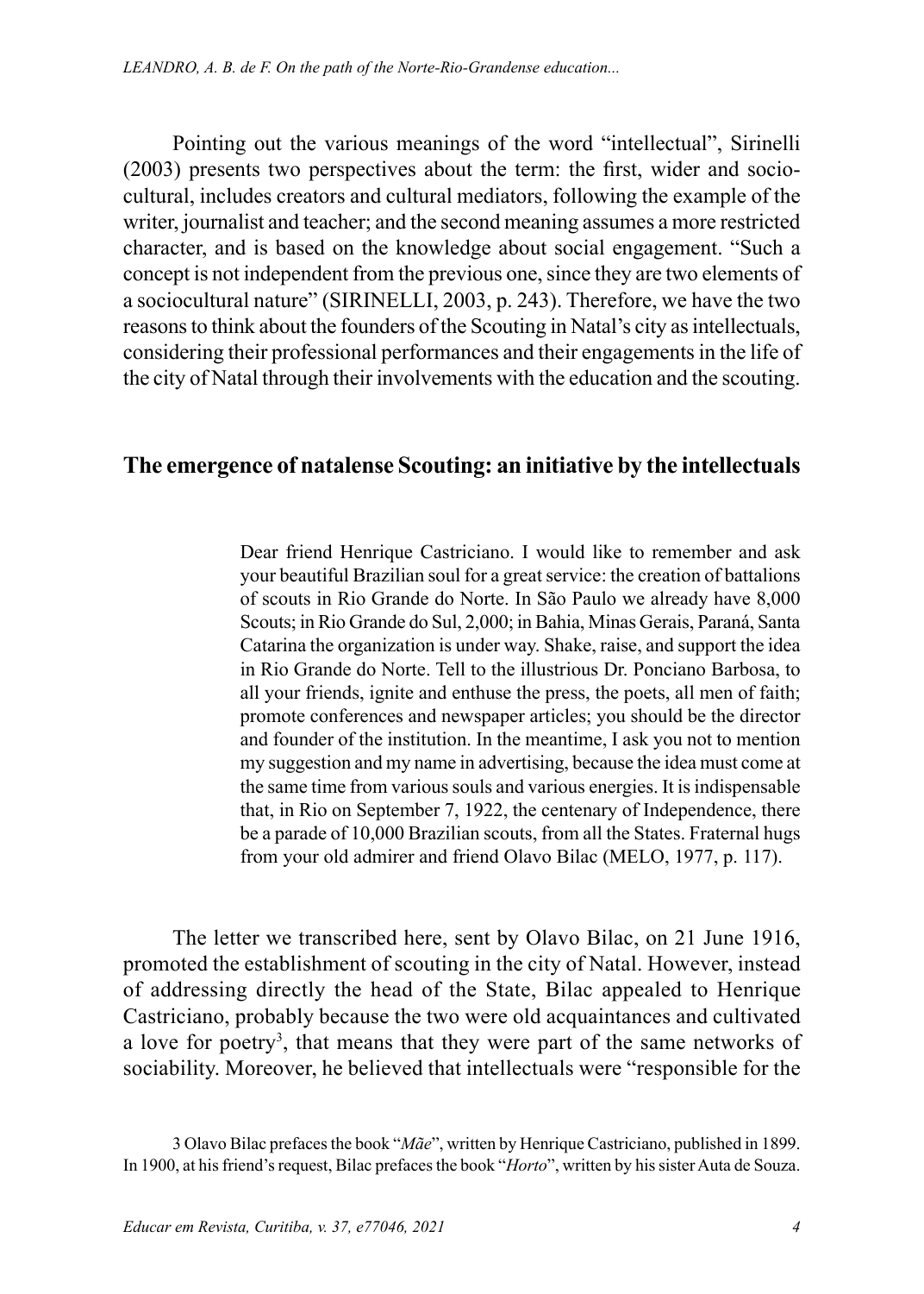Pointing out the various meanings of the word "intellectual", Sirinelli (2003) presents two perspectives about the term: the first, wider and socio-cultural, includes creators and cultural mediators, following the example of the writer, journalist and teacher; and the second meaning assumes a more restricted character, and is based on the knowledge about social engagement. "Such a concept is not independent from the previous one, since they are two elements of a sociocultural nature" (SIRINELLI, 2003, p. 243). Therefore, we have the two reasons to think about the founders of the Scouting in Natal's city as intellectuals, considering their professional performances and their engagements in the life of the city of Natal through their involvements with the education and the scouting.

## The emergence of natalense Scouting: an initiative by the intellectuals

> Dear friend Henrique Castriciano. I would like to remember and ask your beautiful Brazilian soul for a great service: the creation of battalions of scouts in Rio Grande do Norte. In São Paulo we already have 8,000 Scouts; in Rio Grande do Sul, 2,000; in Bahia, Minas Gerais, Paraná, Santa Catarina the organization is under way. Shake, raise, and support the idea in Rio Grande do Norte. Tell to the illustrious Dr. Ponciano Barbosa, to all your friends, ignite and enthuse the press, the poets, all men of faith; promote conferences and newspaper articles; you should be the director and founder of the institution. In the meantime, I ask you not to mention my suggestion and my name in advertising, because the idea must come at the same time from various souls and various energies. It is indispensable that, in Rio on September 7, 1922, the centenary of Independence, there be a parade of 10,000 Brazilian scouts, from all the States. Fraternal hugs from your old admirer and friend Olavo Bilac (MELO, 1977, p. 117).

The letter we transcribed here, sent by Olavo Bilac, on 21 June 1916, promoted the establishment of scouting in the city of Natal. However, instead of addressing directly the head of the State, Bilac appealed to Henrique Castriciano, probably because the two were old acquaintances and cultivated a love for poetry[3], that means that they were part of the same networks of sociability. Moreover, he believed that intellectuals were "responsible for the

3 Olavo Bilac prefaces the book "*Mãe*", written by Henrique Castriciano, published in 1899. In 1900, at his friend's request, Bilac prefaces the book "*Horto*", written by his sister Auta de Souza.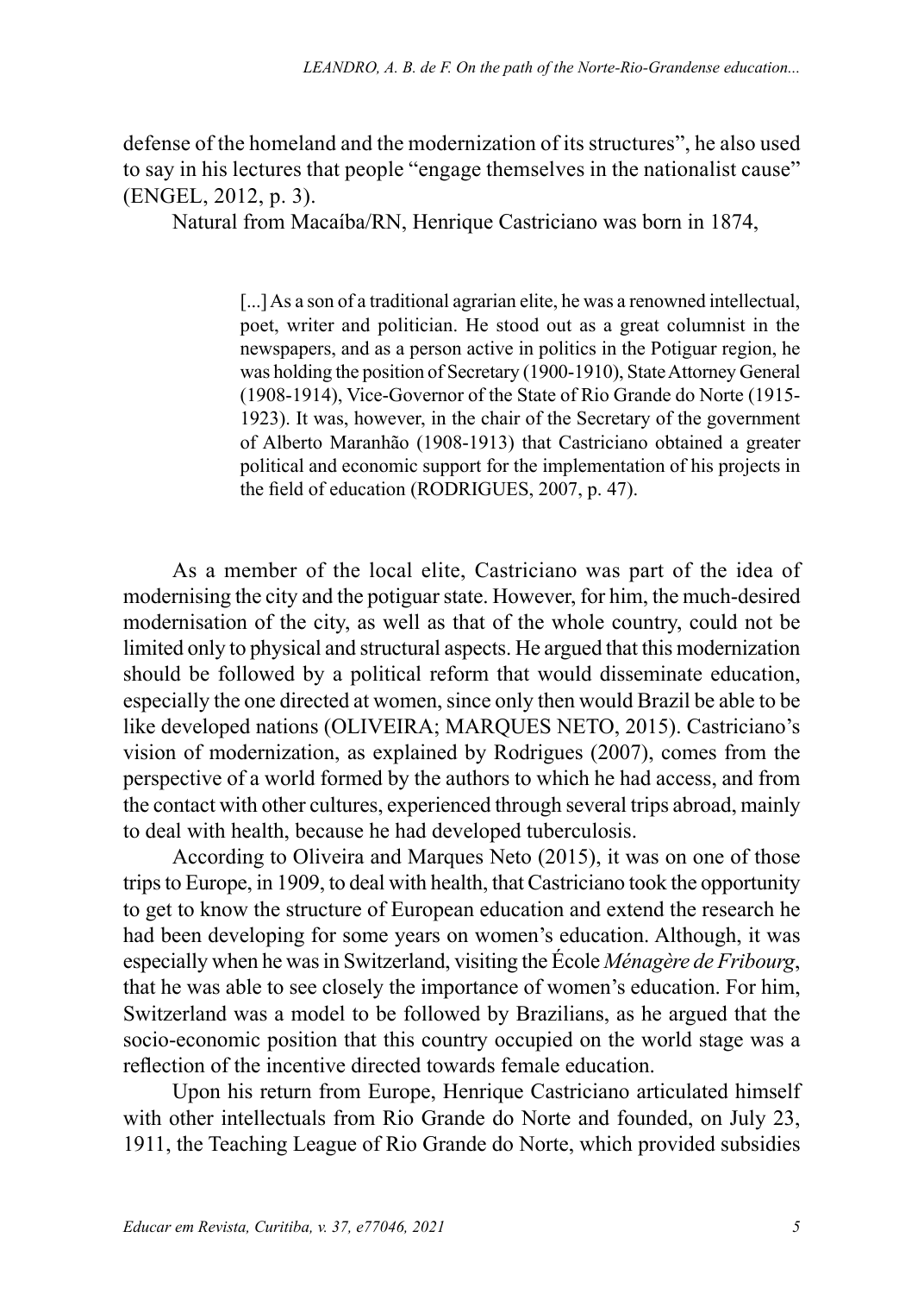defense of the homeland and the modernization of its structures", he also used to say in his lectures that people "engage themselves in the nationalist cause" (ENGEL, 2012, p. 3).

Natural from Macaíba/RN, Henrique Castriciano was born in 1874,

> [...] As a son of a traditional agrarian elite, he was a renowned intellectual, poet, writer and politician. He stood out as a great columnist in the newspapers, and as a person active in politics in the Potiguar region, he was holding the position of Secretary (1900-1910), State Attorney General (1908-1914), Vice-Governor of the State of Rio Grande do Norte (1915-1923). It was, however, in the chair of the Secretary of the government of Alberto Maranhão (1908-1913) that Castriciano obtained a greater political and economic support for the implementation of his projects in the field of education (RODRIGUES, 2007, p. 47).

As a member of the local elite, Castriciano was part of the idea of modernising the city and the potiguar state. However, for him, the much-desired modernisation of the city, as well as that of the whole country, could not be limited only to physical and structural aspects. He argued that this modernization should be followed by a political reform that would disseminate education, especially the one directed at women, since only then would Brazil be able to be like developed nations (OLIVEIRA; MARQUES NETO, 2015). Castriciano's vision of modernization, as explained by Rodrigues (2007), comes from the perspective of a world formed by the authors to which he had access, and from the contact with other cultures, experienced through several trips abroad, mainly to deal with health, because he had developed tuberculosis.

According to Oliveira and Marques Neto (2015), it was on one of those trips to Europe, in 1909, to deal with health, that Castriciano took the opportunity to get to know the structure of European education and extend the research he had been developing for some years on women's education. Although, it was especially when he was in Switzerland, visiting the École *Ménagère de Fribourg*, that he was able to see closely the importance of women's education. For him, Switzerland was a model to be followed by Brazilians, as he argued that the socio-economic position that this country occupied on the world stage was a reflection of the incentive directed towards female education.

Upon his return from Europe, Henrique Castriciano articulated himself with other intellectuals from Rio Grande do Norte and founded, on July 23, 1911, the Teaching League of Rio Grande do Norte, which provided subsidies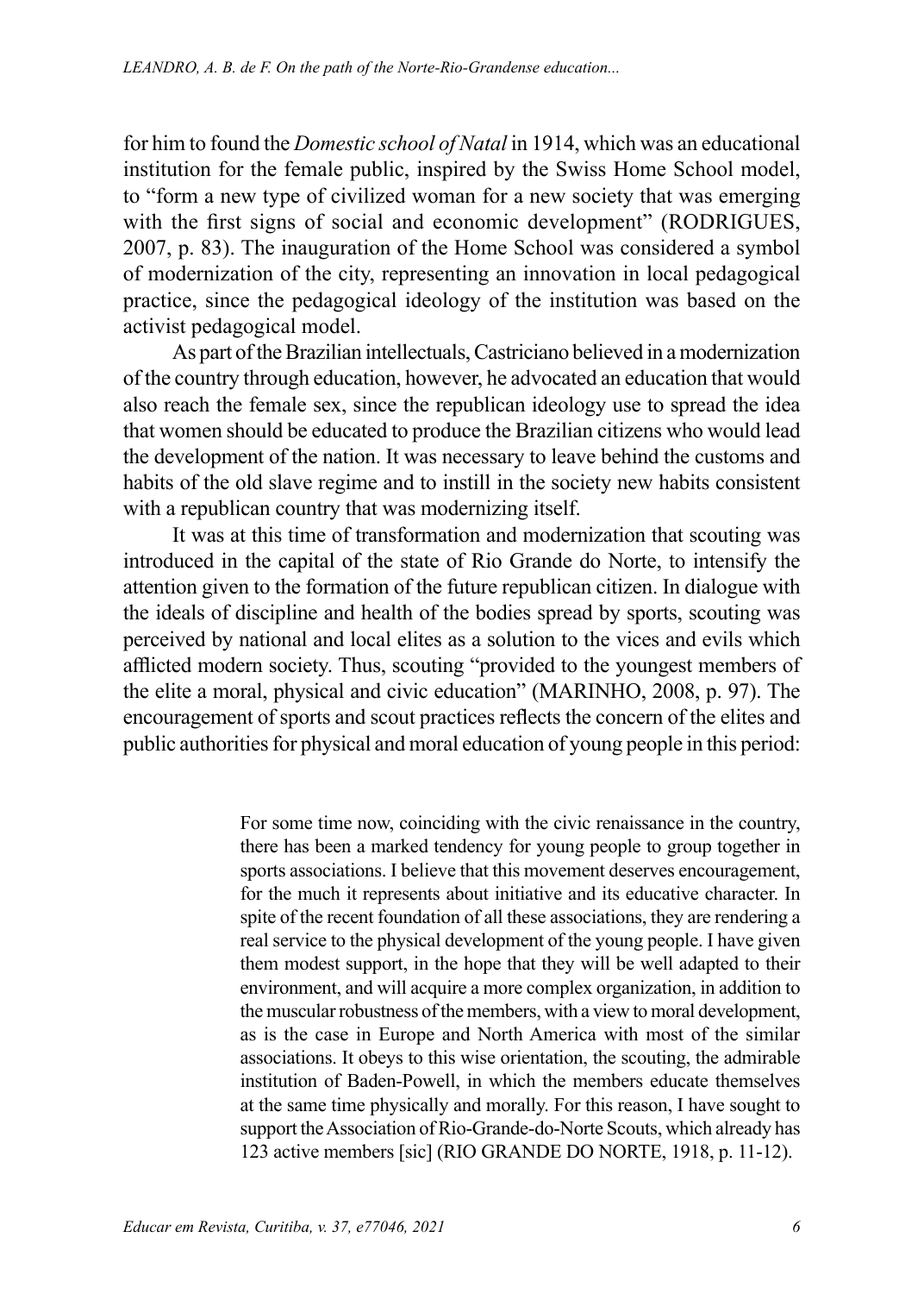for him to found the *Domestic school of Natal* in 1914, which was an educational institution for the female public, inspired by the Swiss Home School model, to "form a new type of civilized woman for a new society that was emerging with the first signs of social and economic development" (RODRIGUES, 2007, p. 83). The inauguration of the Home School was considered a symbol of modernization of the city, representing an innovation in local pedagogical practice, since the pedagogical ideology of the institution was based on the activist pedagogical model.

As part of the Brazilian intellectuals, Castriciano believed in a modernization of the country through education, however, he advocated an education that would also reach the female sex, since the republican ideology use to spread the idea that women should be educated to produce the Brazilian citizens who would lead the development of the nation. It was necessary to leave behind the customs and habits of the old slave regime and to instill in the society new habits consistent with a republican country that was modernizing itself.

It was at this time of transformation and modernization that scouting was introduced in the capital of the state of Rio Grande do Norte, to intensify the attention given to the formation of the future republican citizen. In dialogue with the ideals of discipline and health of the bodies spread by sports, scouting was perceived by national and local elites as a solution to the vices and evils which afflicted modern society. Thus, scouting "provided to the youngest members of the elite a moral, physical and civic education" (MARINHO, 2008, p. 97). The encouragement of sports and scout practices reflects the concern of the elites and public authorities for physical and moral education of young people in this period:

> For some time now, coinciding with the civic renaissance in the country, there has been a marked tendency for young people to group together in sports associations. I believe that this movement deserves encouragement, for the much it represents about initiative and its educative character. In spite of the recent foundation of all these associations, they are rendering a real service to the physical development of the young people. I have given them modest support, in the hope that they will be well adapted to their environment, and will acquire a more complex organization, in addition to the muscular robustness of the members, with a view to moral development, as is the case in Europe and North America with most of the similar associations. It obeys to this wise orientation, the scouting, the admirable institution of Baden-Powell, in which the members educate themselves at the same time physically and morally. For this reason, I have sought to support the Association of Rio-Grande-do-Norte Scouts, which already has 123 active members [sic] (RIO GRANDE DO NORTE, 1918, p. 11-12).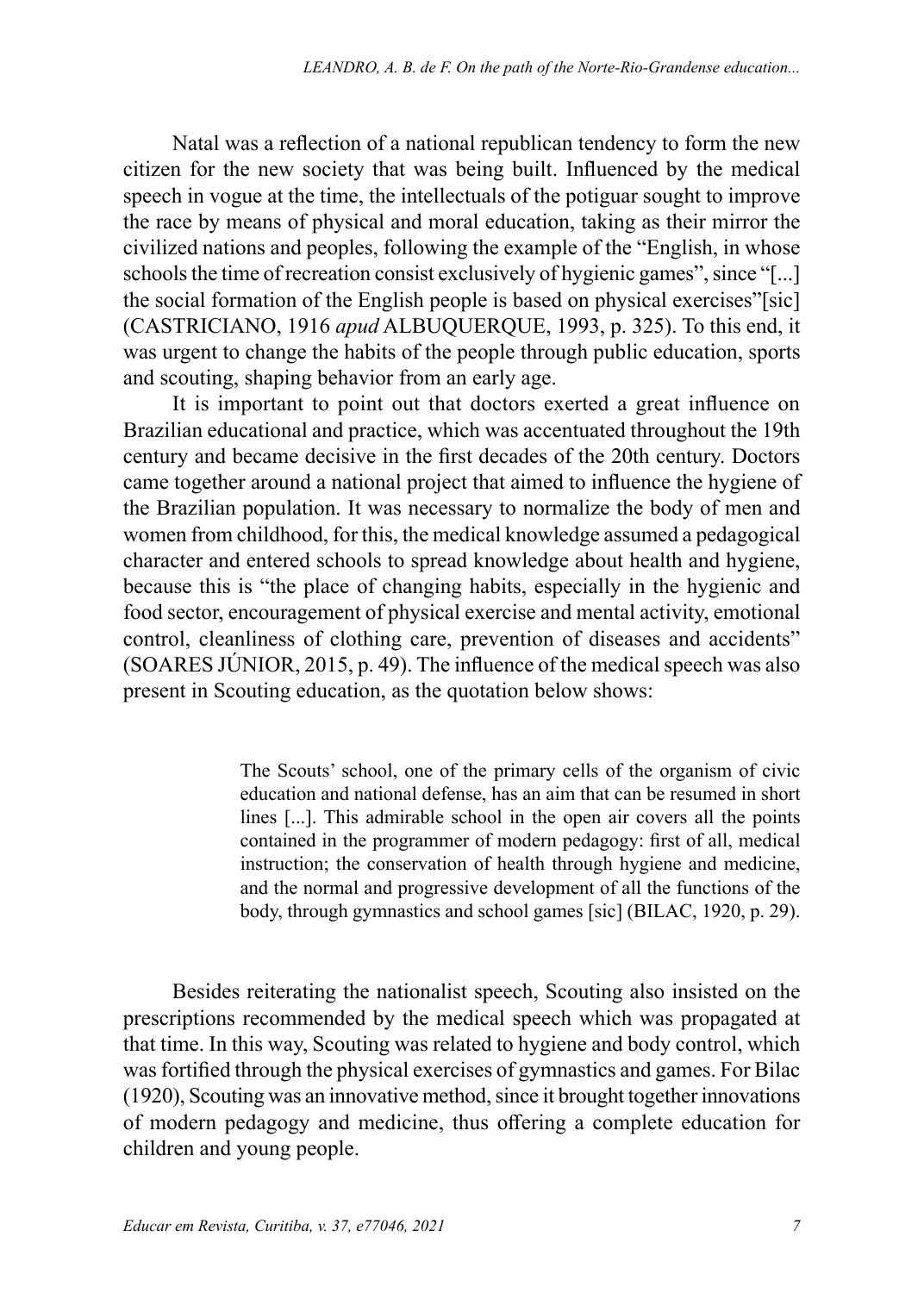Natal was a reflection of a national republican tendency to form the new citizen for the new society that was being built. Influenced by the medical speech in vogue at the time, the intellectuals of the potiguar sought to improve the race by means of physical and moral education, taking as their mirror the civilized nations and peoples, following the example of the "English, in whose schools the time of recreation consist exclusively of hygienic games", since "[...] the social formation of the English people is based on physical exercises"[sic] (CASTRICIANO, 1916 *apud* ALBUQUERQUE, 1993, p. 325). To this end, it was urgent to change the habits of the people through public education, sports and scouting, shaping behavior from an early age.

It is important to point out that doctors exerted a great influence on Brazilian educational and practice, which was accentuated throughout the 19th century and became decisive in the first decades of the 20th century. Doctors came together around a national project that aimed to influence the hygiene of the Brazilian population. It was necessary to normalize the body of men and women from childhood, for this, the medical knowledge assumed a pedagogical character and entered schools to spread knowledge about health and hygiene, because this is "the place of changing habits, especially in the hygienic and food sector, encouragement of physical exercise and mental activity, emotional control, cleanliness of clothing care, prevention of diseases and accidents" (SOARES JÚNIOR, 2015, p. 49). The influence of the medical speech was also present in Scouting education, as the quotation below shows:

> The Scouts' school, one of the primary cells of the organism of civic education and national defense, has an aim that can be resumed in short lines [...]. This admirable school in the open air covers all the points contained in the programmer of modern pedagogy: first of all, medical instruction; the conservation of health through hygiene and medicine, and the normal and progressive development of all the functions of the body, through gymnastics and school games [sic] (BILAC, 1920, p. 29).

Besides reiterating the nationalist speech, Scouting also insisted on the prescriptions recommended by the medical speech which was propagated at that time. In this way, Scouting was related to hygiene and body control, which was fortified through the physical exercises of gymnastics and games. For Bilac (1920), Scouting was an innovative method, since it brought together innovations of modern pedagogy and medicine, thus offering a complete education for children and young people.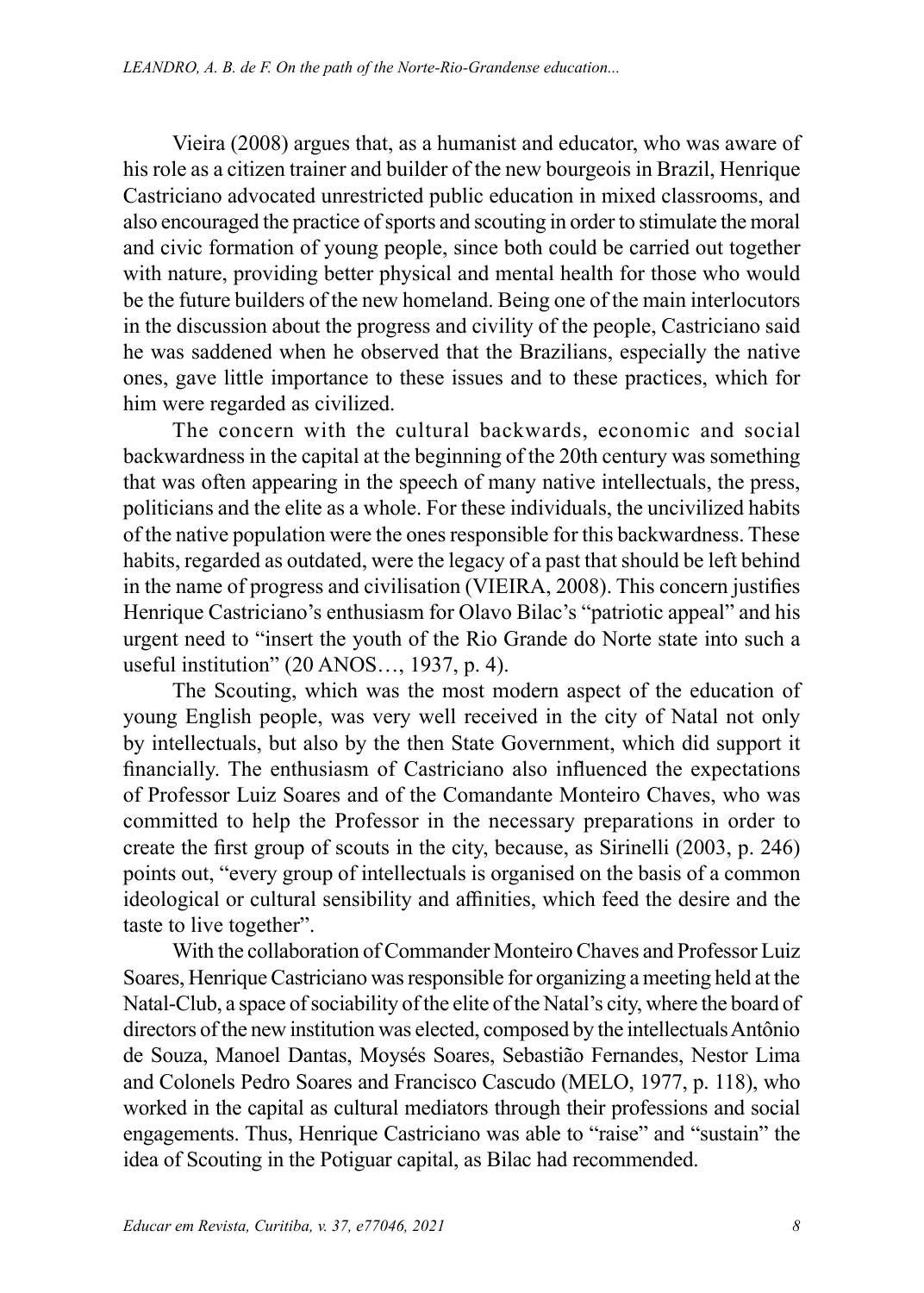Vieira (2008) argues that, as a humanist and educator, who was aware of his role as a citizen trainer and builder of the new bourgeois in Brazil, Henrique Castriciano advocated unrestricted public education in mixed classrooms, and also encouraged the practice of sports and scouting in order to stimulate the moral and civic formation of young people, since both could be carried out together with nature, providing better physical and mental health for those who would be the future builders of the new homeland. Being one of the main interlocutors in the discussion about the progress and civility of the people, Castriciano said he was saddened when he observed that the Brazilians, especially the native ones, gave little importance to these issues and to these practices, which for him were regarded as civilized.

The concern with the cultural backwards, economic and social backwardness in the capital at the beginning of the 20th century was something that was often appearing in the speech of many native intellectuals, the press, politicians and the elite as a whole. For these individuals, the uncivilized habits of the native population were the ones responsible for this backwardness. These habits, regarded as outdated, were the legacy of a past that should be left behind in the name of progress and civilisation (VIEIRA, 2008). This concern justifies Henrique Castriciano's enthusiasm for Olavo Bilac's "patriotic appeal" and his urgent need to "insert the youth of the Rio Grande do Norte state into such a useful institution" (20 ANOS…, 1937, p. 4).

The Scouting, which was the most modern aspect of the education of young English people, was very well received in the city of Natal not only by intellectuals, but also by the then State Government, which did support it financially. The enthusiasm of Castriciano also influenced the expectations of Professor Luiz Soares and of the Comandante Monteiro Chaves, who was committed to help the Professor in the necessary preparations in order to create the first group of scouts in the city, because, as Sirinelli (2003, p. 246) points out, "every group of intellectuals is organised on the basis of a common ideological or cultural sensibility and affinities, which feed the desire and the taste to live together".

With the collaboration of Commander Monteiro Chaves and Professor Luiz Soares, Henrique Castriciano was responsible for organizing a meeting held at the Natal-Club, a space of sociability of the elite of the Natal's city, where the board of directors of the new institution was elected, composed by the intellectuals Antônio de Souza, Manoel Dantas, Moysés Soares, Sebastião Fernandes, Nestor Lima and Colonels Pedro Soares and Francisco Cascudo (MELO, 1977, p. 118), who worked in the capital as cultural mediators through their professions and social engagements. Thus, Henrique Castriciano was able to "raise" and "sustain" the idea of Scouting in the Potiguar capital, as Bilac had recommended.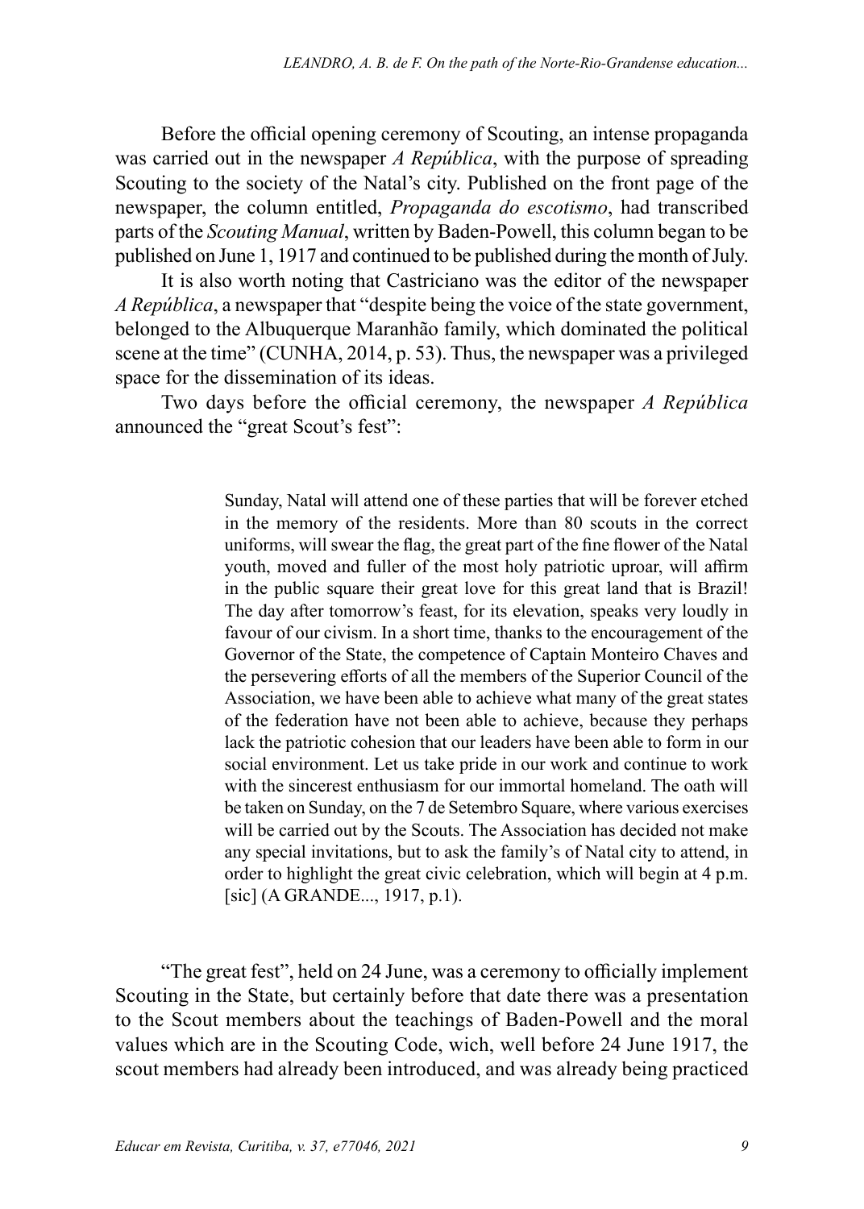Before the official opening ceremony of Scouting, an intense propaganda was carried out in the newspaper *A República*, with the purpose of spreading Scouting to the society of the Natal's city. Published on the front page of the newspaper, the column entitled, *Propaganda do escotismo*, had transcribed parts of the *Scouting Manual*, written by Baden-Powell, this column began to be published on June 1, 1917 and continued to be published during the month of July.

It is also worth noting that Castriciano was the editor of the newspaper *A República*, a newspaper that "despite being the voice of the state government, belonged to the Albuquerque Maranhão family, which dominated the political scene at the time" (CUNHA, 2014, p. 53). Thus, the newspaper was a privileged space for the dissemination of its ideas.

Two days before the official ceremony, the newspaper *A República* announced the "great Scout's fest":

> Sunday, Natal will attend one of these parties that will be forever etched in the memory of the residents. More than 80 scouts in the correct uniforms, will swear the flag, the great part of the fine flower of the Natal youth, moved and fuller of the most holy patriotic uproar, will affirm in the public square their great love for this great land that is Brazil! The day after tomorrow's feast, for its elevation, speaks very loudly in favour of our civism. In a short time, thanks to the encouragement of the Governor of the State, the competence of Captain Monteiro Chaves and the persevering efforts of all the members of the Superior Council of the Association, we have been able to achieve what many of the great states of the federation have not been able to achieve, because they perhaps lack the patriotic cohesion that our leaders have been able to form in our social environment. Let us take pride in our work and continue to work with the sincerest enthusiasm for our immortal homeland. The oath will be taken on Sunday, on the 7 de Setembro Square, where various exercises will be carried out by the Scouts. The Association has decided not make any special invitations, but to ask the family's of Natal city to attend, in order to highlight the great civic celebration, which will begin at 4 p.m. [sic] (A GRANDE..., 1917, p.1).

"The great fest", held on 24 June, was a ceremony to officially implement Scouting in the State, but certainly before that date there was a presentation to the Scout members about the teachings of Baden-Powell and the moral values which are in the Scouting Code, wich, well before 24 June 1917, the scout members had already been introduced, and was already being practiced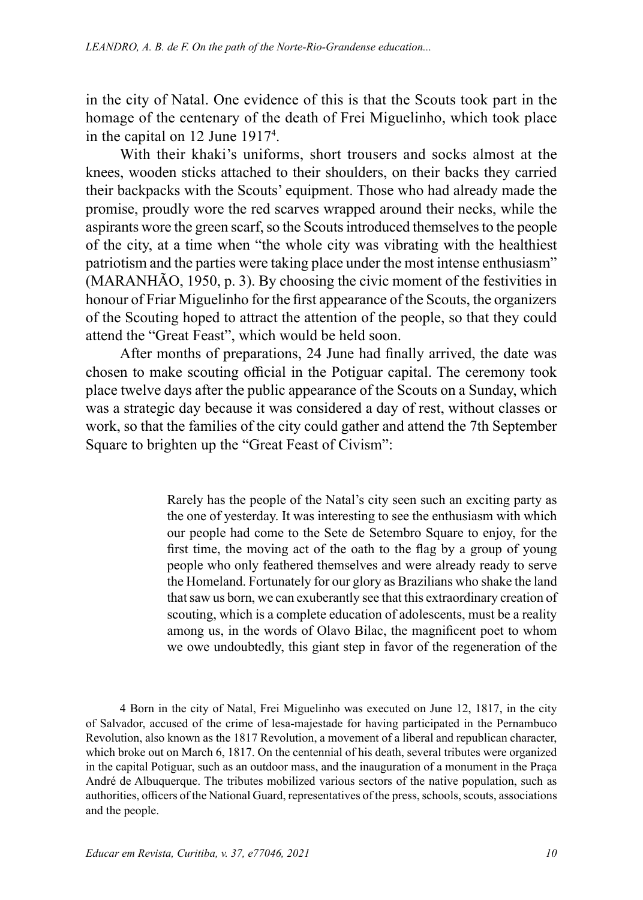in the city of Natal. One evidence of this is that the Scouts took part in the homage of the centenary of the death of Frei Miguelinho, which took place in the capital on 12 June 1917[4].

With their khaki's uniforms, short trousers and socks almost at the knees, wooden sticks attached to their shoulders, on their backs they carried their backpacks with the Scouts' equipment. Those who had already made the promise, proudly wore the red scarves wrapped around their necks, while the aspirants wore the green scarf, so the Scouts introduced themselves to the people of the city, at a time when "the whole city was vibrating with the healthiest patriotism and the parties were taking place under the most intense enthusiasm" (MARANHÃO, 1950, p. 3). By choosing the civic moment of the festivities in honour of Friar Miguelinho for the first appearance of the Scouts, the organizers of the Scouting hoped to attract the attention of the people, so that they could attend the "Great Feast", which would be held soon.

After months of preparations, 24 June had finally arrived, the date was chosen to make scouting official in the Potiguar capital. The ceremony took place twelve days after the public appearance of the Scouts on a Sunday, which was a strategic day because it was considered a day of rest, without classes or work, so that the families of the city could gather and attend the 7th September Square to brighten up the "Great Feast of Civism":

> Rarely has the people of the Natal's city seen such an exciting party as the one of yesterday. It was interesting to see the enthusiasm with which our people had come to the Sete de Setembro Square to enjoy, for the first time, the moving act of the oath to the flag by a group of young people who only feathered themselves and were already ready to serve the Homeland. Fortunately for our glory as Brazilians who shake the land that saw us born, we can exuberantly see that this extraordinary creation of scouting, which is a complete education of adolescents, must be a reality among us, in the words of Olavo Bilac, the magnificent poet to whom we owe undoubtedly, this giant step in favor of the regeneration of the

4 Born in the city of Natal, Frei Miguelinho was executed on June 12, 1817, in the city of Salvador, accused of the crime of lesa-majestade for having participated in the Pernambuco Revolution, also known as the 1817 Revolution, a movement of a liberal and republican character, which broke out on March 6, 1817. On the centennial of his death, several tributes were organized in the capital Potiguar, such as an outdoor mass, and the inauguration of a monument in the Praça André de Albuquerque. The tributes mobilized various sectors of the native population, such as authorities, officers of the National Guard, representatives of the press, schools, scouts, associations and the people.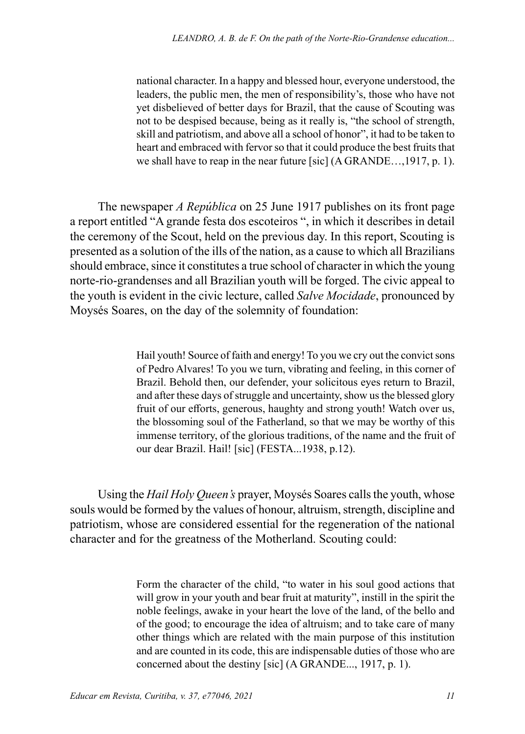> national character. In a happy and blessed hour, everyone understood, the leaders, the public men, the men of responsibility's, those who have not yet disbelieved of better days for Brazil, that the cause of Scouting was not to be despised because, being as it really is, "the school of strength, skill and patriotism, and above all a school of honor", it had to be taken to heart and embraced with fervor so that it could produce the best fruits that we shall have to reap in the near future [sic] (A GRANDE…,1917, p. 1).

The newspaper *A República* on 25 June 1917 publishes on its front page a report entitled "A grande festa dos escoteiros ", in which it describes in detail the ceremony of the Scout, held on the previous day. In this report, Scouting is presented as a solution of the ills of the nation, as a cause to which all Brazilians should embrace, since it constitutes a true school of character in which the young norte-rio-grandenses and all Brazilian youth will be forged. The civic appeal to the youth is evident in the civic lecture, called *Salve Mocidade*, pronounced by Moysés Soares, on the day of the solemnity of foundation:

> Hail youth! Source of faith and energy! To you we cry out the convict sons of Pedro Alvares! To you we turn, vibrating and feeling, in this corner of Brazil. Behold then, our defender, your solicitous eyes return to Brazil, and after these days of struggle and uncertainty, show us the blessed glory fruit of our efforts, generous, haughty and strong youth! Watch over us, the blossoming soul of the Fatherland, so that we may be worthy of this immense territory, of the glorious traditions, of the name and the fruit of our dear Brazil. Hail! [sic] (FESTA...1938, p.12).

Using the *Hail Holy Queen's* prayer, Moysés Soares calls the youth, whose souls would be formed by the values of honour, altruism, strength, discipline and patriotism, whose are considered essential for the regeneration of the national character and for the greatness of the Motherland. Scouting could:

> Form the character of the child, "to water in his soul good actions that will grow in your youth and bear fruit at maturity", instill in the spirit the noble feelings, awake in your heart the love of the land, of the bello and of the good; to encourage the idea of altruism; and to take care of many other things which are related with the main purpose of this institution and are counted in its code, this are indispensable duties of those who are concerned about the destiny [sic] (A GRANDE..., 1917, p. 1).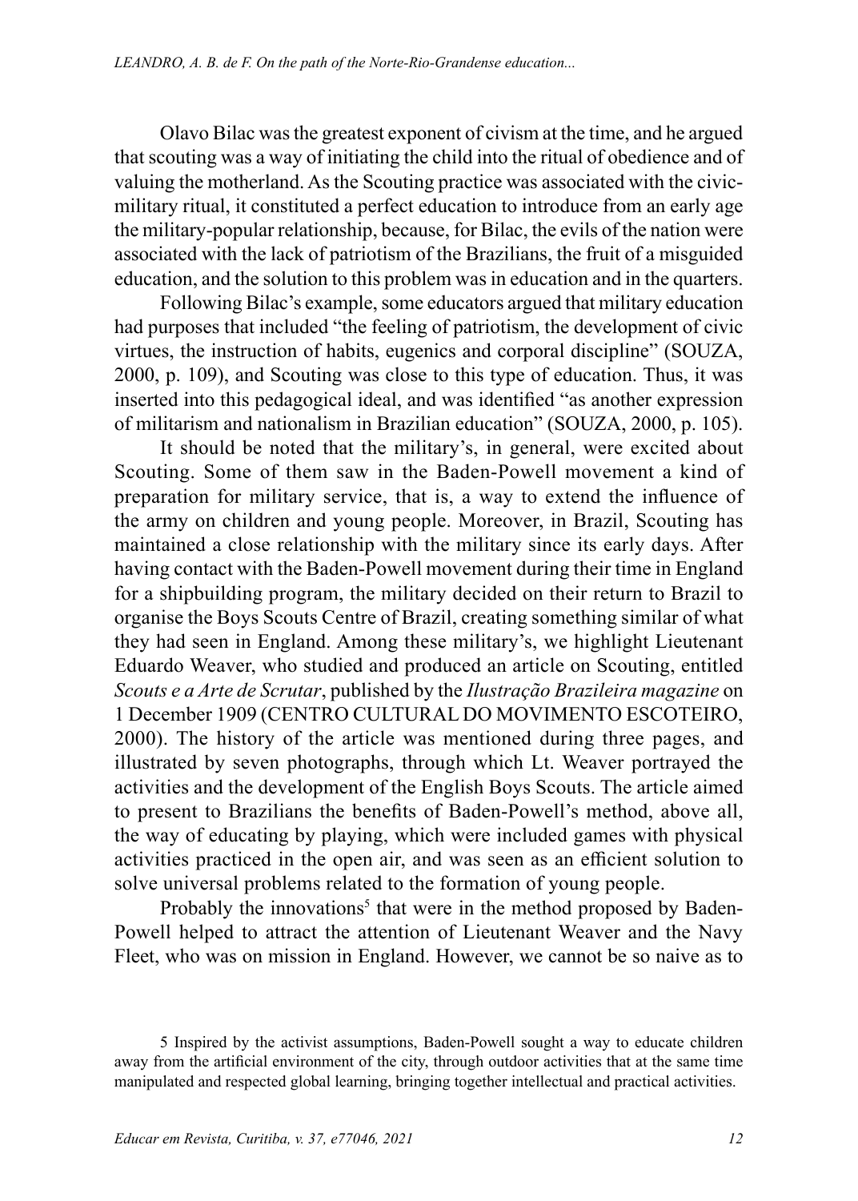Olavo Bilac was the greatest exponent of civism at the time, and he argued that scouting was a way of initiating the child into the ritual of obedience and of valuing the motherland. As the Scouting practice was associated with the civic-military ritual, it constituted a perfect education to introduce from an early age the military-popular relationship, because, for Bilac, the evils of the nation were associated with the lack of patriotism of the Brazilians, the fruit of a misguided education, and the solution to this problem was in education and in the quarters.

Following Bilac's example, some educators argued that military education had purposes that included "the feeling of patriotism, the development of civic virtues, the instruction of habits, eugenics and corporal discipline" (SOUZA, 2000, p. 109), and Scouting was close to this type of education. Thus, it was inserted into this pedagogical ideal, and was identified "as another expression of militarism and nationalism in Brazilian education" (SOUZA, 2000, p. 105).

It should be noted that the military's, in general, were excited about Scouting. Some of them saw in the Baden-Powell movement a kind of preparation for military service, that is, a way to extend the influence of the army on children and young people. Moreover, in Brazil, Scouting has maintained a close relationship with the military since its early days. After having contact with the Baden-Powell movement during their time in England for a shipbuilding program, the military decided on their return to Brazil to organise the Boys Scouts Centre of Brazil, creating something similar of what they had seen in England. Among these military's, we highlight Lieutenant Eduardo Weaver, who studied and produced an article on Scouting, entitled *Scouts e a Arte de Scrutar*, published by the *Ilustração Brazileira magazine* on 1 December 1909 (CENTRO CULTURAL DO MOVIMENTO ESCOTEIRO, 2000). The history of the article was mentioned during three pages, and illustrated by seven photographs, through which Lt. Weaver portrayed the activities and the development of the English Boys Scouts. The article aimed to present to Brazilians the benefits of Baden-Powell's method, above all, the way of educating by playing, which were included games with physical activities practiced in the open air, and was seen as an efficient solution to solve universal problems related to the formation of young people.

Probably the innovations[5] that were in the method proposed by Baden-Powell helped to attract the attention of Lieutenant Weaver and the Navy Fleet, who was on mission in England. However, we cannot be so naive as to

5 Inspired by the activist assumptions, Baden-Powell sought a way to educate children away from the artificial environment of the city, through outdoor activities that at the same time manipulated and respected global learning, bringing together intellectual and practical activities.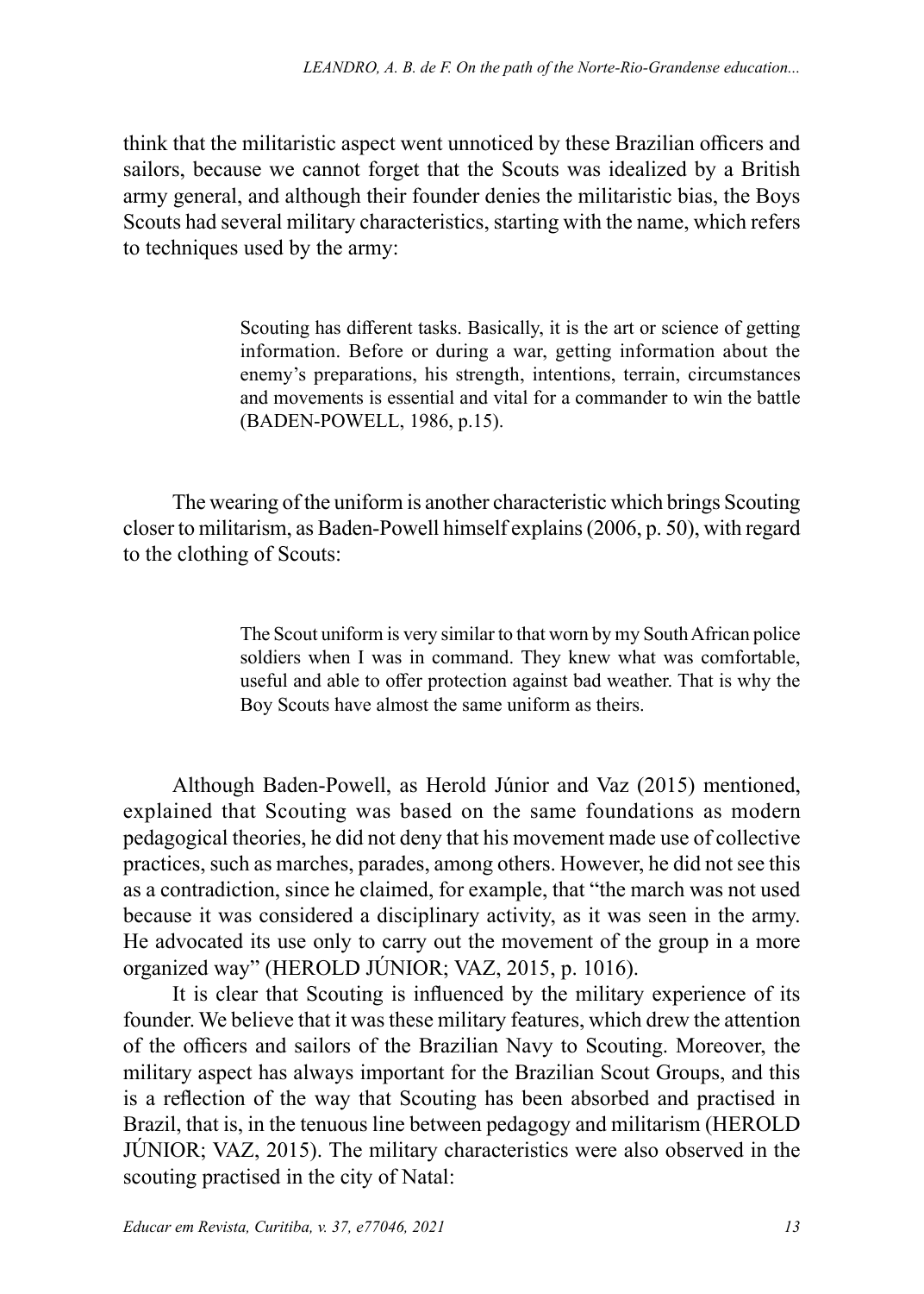think that the militaristic aspect went unnoticed by these Brazilian officers and sailors, because we cannot forget that the Scouts was idealized by a British army general, and although their founder denies the militaristic bias, the Boys Scouts had several military characteristics, starting with the name, which refers to techniques used by the army:

> Scouting has different tasks. Basically, it is the art or science of getting information. Before or during a war, getting information about the enemy's preparations, his strength, intentions, terrain, circumstances and movements is essential and vital for a commander to win the battle (BADEN-POWELL, 1986, p.15).

The wearing of the uniform is another characteristic which brings Scouting closer to militarism, as Baden-Powell himself explains (2006, p. 50), with regard to the clothing of Scouts:

> The Scout uniform is very similar to that worn by my South African police soldiers when I was in command. They knew what was comfortable, useful and able to offer protection against bad weather. That is why the Boy Scouts have almost the same uniform as theirs.

Although Baden-Powell, as Herold Júnior and Vaz (2015) mentioned, explained that Scouting was based on the same foundations as modern pedagogical theories, he did not deny that his movement made use of collective practices, such as marches, parades, among others. However, he did not see this as a contradiction, since he claimed, for example, that "the march was not used because it was considered a disciplinary activity, as it was seen in the army. He advocated its use only to carry out the movement of the group in a more organized way" (HEROLD JÚNIOR; VAZ, 2015, p. 1016).

It is clear that Scouting is influenced by the military experience of its founder. We believe that it was these military features, which drew the attention of the officers and sailors of the Brazilian Navy to Scouting. Moreover, the military aspect has always important for the Brazilian Scout Groups, and this is a reflection of the way that Scouting has been absorbed and practised in Brazil, that is, in the tenuous line between pedagogy and militarism (HEROLD JÚNIOR; VAZ, 2015). The military characteristics were also observed in the scouting practised in the city of Natal: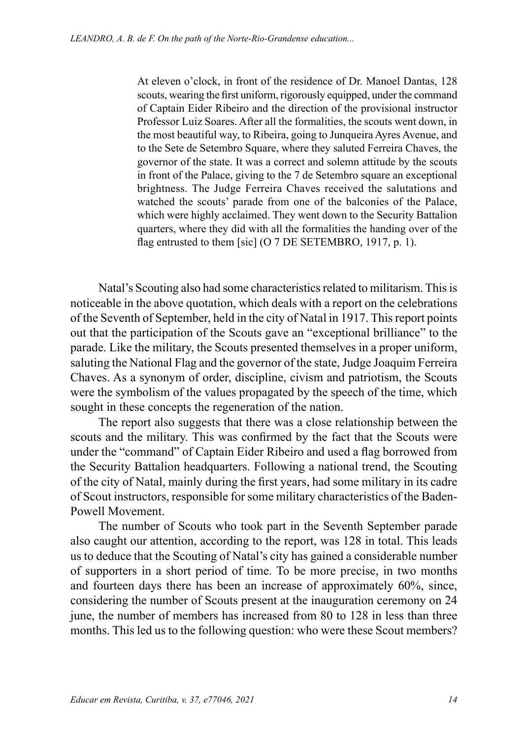> At eleven o'clock, in front of the residence of Dr. Manoel Dantas, 128 scouts, wearing the first uniform, rigorously equipped, under the command of Captain Eider Ribeiro and the direction of the provisional instructor Professor Luiz Soares. After all the formalities, the scouts went down, in the most beautiful way, to Ribeira, going to Junqueira Ayres Avenue, and to the Sete de Setembro Square, where they saluted Ferreira Chaves, the governor of the state. It was a correct and solemn attitude by the scouts in front of the Palace, giving to the 7 de Setembro square an exceptional brightness. The Judge Ferreira Chaves received the salutations and watched the scouts' parade from one of the balconies of the Palace, which were highly acclaimed. They went down to the Security Battalion quarters, where they did with all the formalities the handing over of the flag entrusted to them [sic] (O 7 DE SETEMBRO, 1917, p. 1).

Natal's Scouting also had some characteristics related to militarism. This is noticeable in the above quotation, which deals with a report on the celebrations of the Seventh of September, held in the city of Natal in 1917. This report points out that the participation of the Scouts gave an "exceptional brilliance" to the parade. Like the military, the Scouts presented themselves in a proper uniform, saluting the National Flag and the governor of the state, Judge Joaquim Ferreira Chaves. As a synonym of order, discipline, civism and patriotism, the Scouts were the symbolism of the values propagated by the speech of the time, which sought in these concepts the regeneration of the nation.

The report also suggests that there was a close relationship between the scouts and the military. This was confirmed by the fact that the Scouts were under the "command" of Captain Eider Ribeiro and used a flag borrowed from the Security Battalion headquarters. Following a national trend, the Scouting of the city of Natal, mainly during the first years, had some military in its cadre of Scout instructors, responsible for some military characteristics of the Baden-Powell Movement.

The number of Scouts who took part in the Seventh September parade also caught our attention, according to the report, was 128 in total. This leads us to deduce that the Scouting of Natal's city has gained a considerable number of supporters in a short period of time. To be more precise, in two months and fourteen days there has been an increase of approximately 60%, since, considering the number of Scouts present at the inauguration ceremony on 24 june, the number of members has increased from 80 to 128 in less than three months. This led us to the following question: who were these Scout members?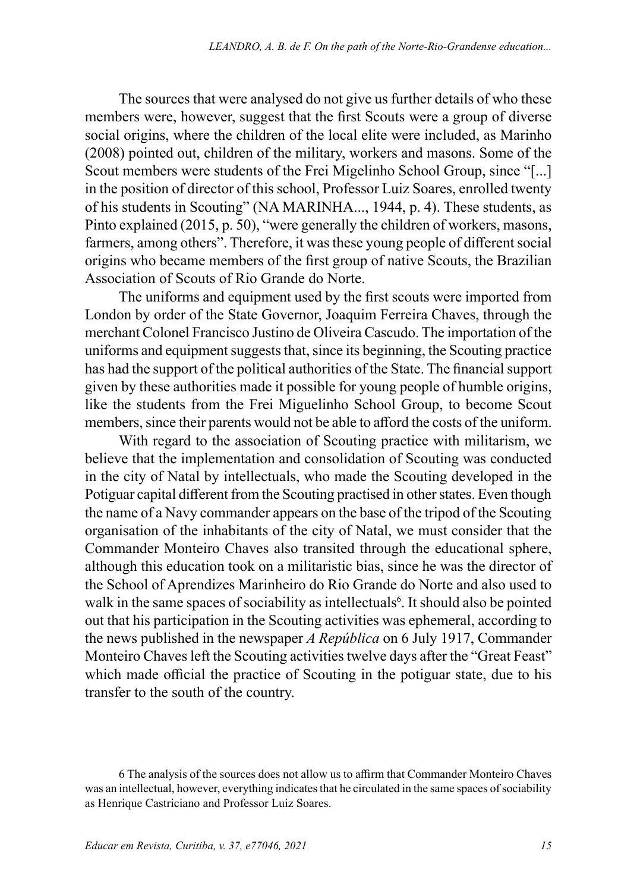The sources that were analysed do not give us further details of who these members were, however, suggest that the first Scouts were a group of diverse social origins, where the children of the local elite were included, as Marinho (2008) pointed out, children of the military, workers and masons. Some of the Scout members were students of the Frei Migelinho School Group, since "[...] in the position of director of this school, Professor Luiz Soares, enrolled twenty of his students in Scouting" (NA MARINHA..., 1944, p. 4). These students, as Pinto explained (2015, p. 50), "were generally the children of workers, masons, farmers, among others". Therefore, it was these young people of different social origins who became members of the first group of native Scouts, the Brazilian Association of Scouts of Rio Grande do Norte.

The uniforms and equipment used by the first scouts were imported from London by order of the State Governor, Joaquim Ferreira Chaves, through the merchant Colonel Francisco Justino de Oliveira Cascudo. The importation of the uniforms and equipment suggests that, since its beginning, the Scouting practice has had the support of the political authorities of the State. The financial support given by these authorities made it possible for young people of humble origins, like the students from the Frei Miguelinho School Group, to become Scout members, since their parents would not be able to afford the costs of the uniform.

With regard to the association of Scouting practice with militarism, we believe that the implementation and consolidation of Scouting was conducted in the city of Natal by intellectuals, who made the Scouting developed in the Potiguar capital different from the Scouting practised in other states. Even though the name of a Navy commander appears on the base of the tripod of the Scouting organisation of the inhabitants of the city of Natal, we must consider that the Commander Monteiro Chaves also transited through the educational sphere, although this education took on a militaristic bias, since he was the director of the School of Aprendizes Marinheiro do Rio Grande do Norte and also used to walk in the same spaces of sociability as intellectuals[6]. It should also be pointed out that his participation in the Scouting activities was ephemeral, according to the news published in the newspaper *A República* on 6 July 1917, Commander Monteiro Chaves left the Scouting activities twelve days after the "Great Feast" which made official the practice of Scouting in the potiguar state, due to his transfer to the south of the country.

6 The analysis of the sources does not allow us to affirm that Commander Monteiro Chaves was an intellectual, however, everything indicates that he circulated in the same spaces of sociability as Henrique Castriciano and Professor Luiz Soares.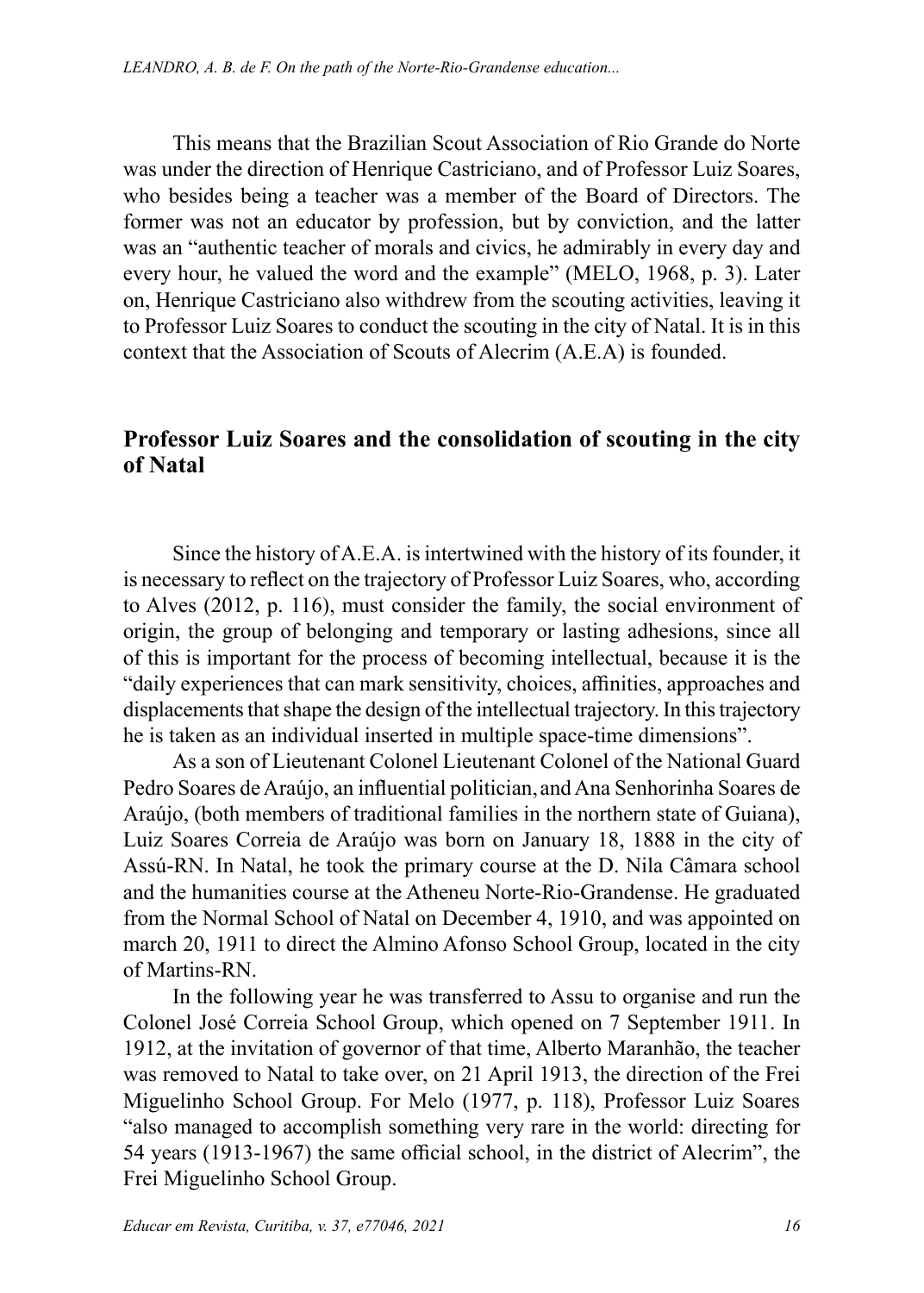This means that the Brazilian Scout Association of Rio Grande do Norte was under the direction of Henrique Castriciano, and of Professor Luiz Soares, who besides being a teacher was a member of the Board of Directors. The former was not an educator by profession, but by conviction, and the latter was an "authentic teacher of morals and civics, he admirably in every day and every hour, he valued the word and the example" (MELO, 1968, p. 3). Later on, Henrique Castriciano also withdrew from the scouting activities, leaving it to Professor Luiz Soares to conduct the scouting in the city of Natal. It is in this context that the Association of Scouts of Alecrim (A.E.A) is founded.

## Professor Luiz Soares and the consolidation of scouting in the city of Natal

Since the history of A.E.A. is intertwined with the history of its founder, it is necessary to reflect on the trajectory of Professor Luiz Soares, who, according to Alves (2012, p. 116), must consider the family, the social environment of origin, the group of belonging and temporary or lasting adhesions, since all of this is important for the process of becoming intellectual, because it is the "daily experiences that can mark sensitivity, choices, affinities, approaches and displacements that shape the design of the intellectual trajectory. In this trajectory he is taken as an individual inserted in multiple space-time dimensions".

As a son of Lieutenant Colonel Lieutenant Colonel of the National Guard Pedro Soares de Araújo, an influential politician, and Ana Senhorinha Soares de Araújo, (both members of traditional families in the northern state of Guiana), Luiz Soares Correia de Araújo was born on January 18, 1888 in the city of Assú-RN. In Natal, he took the primary course at the D. Nila Câmara school and the humanities course at the Atheneu Norte-Rio-Grandense. He graduated from the Normal School of Natal on December 4, 1910, and was appointed on march 20, 1911 to direct the Almino Afonso School Group, located in the city of Martins-RN.

In the following year he was transferred to Assu to organise and run the Colonel José Correia School Group, which opened on 7 September 1911. In 1912, at the invitation of governor of that time, Alberto Maranhão, the teacher was removed to Natal to take over, on 21 April 1913, the direction of the Frei Miguelinho School Group. For Melo (1977, p. 118), Professor Luiz Soares "also managed to accomplish something very rare in the world: directing for 54 years (1913-1967) the same official school, in the district of Alecrim", the Frei Miguelinho School Group.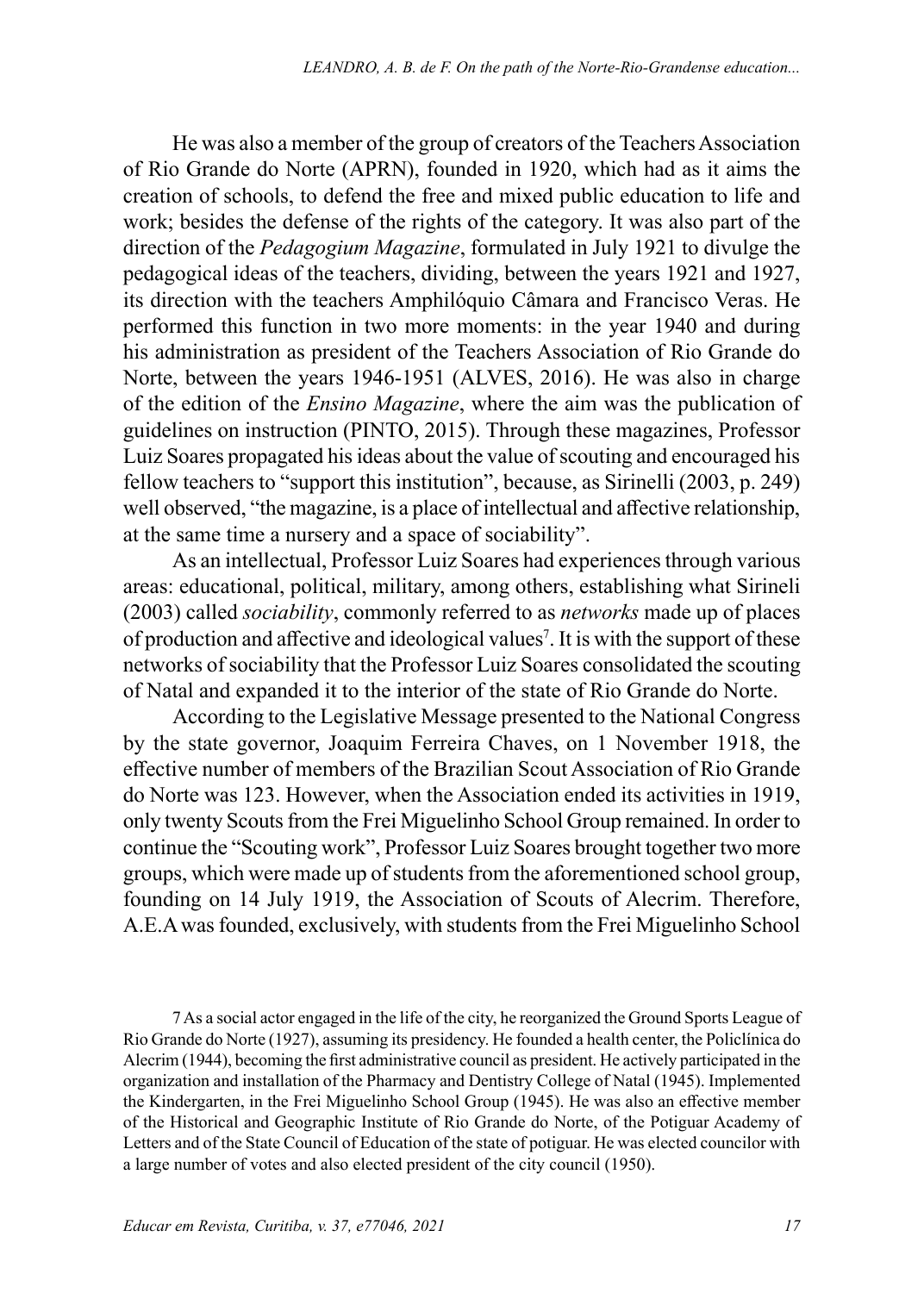He was also a member of the group of creators of the Teachers Association of Rio Grande do Norte (APRN), founded in 1920, which had as it aims the creation of schools, to defend the free and mixed public education to life and work; besides the defense of the rights of the category. It was also part of the direction of the *Pedagogium Magazine*, formulated in July 1921 to divulge the pedagogical ideas of the teachers, dividing, between the years 1921 and 1927, its direction with the teachers Amphilóquio Câmara and Francisco Veras. He performed this function in two more moments: in the year 1940 and during his administration as president of the Teachers Association of Rio Grande do Norte, between the years 1946-1951 (ALVES, 2016). He was also in charge of the edition of the *Ensino Magazine*, where the aim was the publication of guidelines on instruction (PINTO, 2015). Through these magazines, Professor Luiz Soares propagated his ideas about the value of scouting and encouraged his fellow teachers to "support this institution", because, as Sirinelli (2003, p. 249) well observed, "the magazine, is a place of intellectual and affective relationship, at the same time a nursery and a space of sociability".

As an intellectual, Professor Luiz Soares had experiences through various areas: educational, political, military, among others, establishing what Sirineli (2003) called *sociability*, commonly referred to as *networks* made up of places of production and affective and ideological values[7]. It is with the support of these networks of sociability that the Professor Luiz Soares consolidated the scouting of Natal and expanded it to the interior of the state of Rio Grande do Norte.

According to the Legislative Message presented to the National Congress by the state governor, Joaquim Ferreira Chaves, on 1 November 1918, the effective number of members of the Brazilian Scout Association of Rio Grande do Norte was 123. However, when the Association ended its activities in 1919, only twenty Scouts from the Frei Miguelinho School Group remained. In order to continue the "Scouting work", Professor Luiz Soares brought together two more groups, which were made up of students from the aforementioned school group, founding on 14 July 1919, the Association of Scouts of Alecrim. Therefore, A.E.A was founded, exclusively, with students from the Frei Miguelinho School

7 As a social actor engaged in the life of the city, he reorganized the Ground Sports League of Rio Grande do Norte (1927), assuming its presidency. He founded a health center, the Policlínica do Alecrim (1944), becoming the first administrative council as president. He actively participated in the organization and installation of the Pharmacy and Dentistry College of Natal (1945). Implemented the Kindergarten, in the Frei Miguelinho School Group (1945). He was also an effective member of the Historical and Geographic Institute of Rio Grande do Norte, of the Potiguar Academy of Letters and of the State Council of Education of the state of potiguar. He was elected councilor with a large number of votes and also elected president of the city council (1950).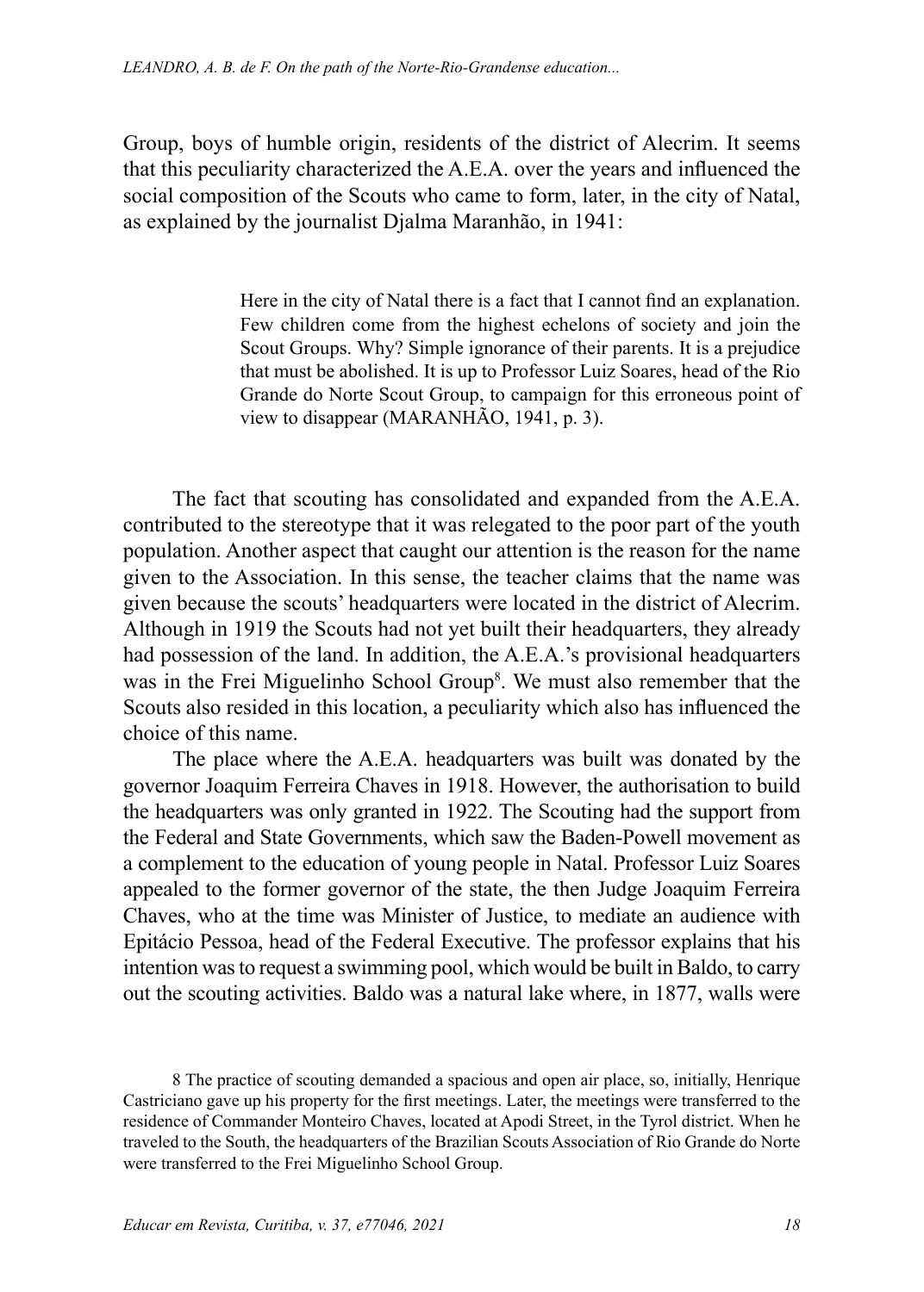Group, boys of humble origin, residents of the district of Alecrim. It seems that this peculiarity characterized the A.E.A. over the years and influenced the social composition of the Scouts who came to form, later, in the city of Natal, as explained by the journalist Djalma Maranhão, in 1941:

> Here in the city of Natal there is a fact that I cannot find an explanation. Few children come from the highest echelons of society and join the Scout Groups. Why? Simple ignorance of their parents. It is a prejudice that must be abolished. It is up to Professor Luiz Soares, head of the Rio Grande do Norte Scout Group, to campaign for this erroneous point of view to disappear (MARANHÃO, 1941, p. 3).

The fact that scouting has consolidated and expanded from the A.E.A. contributed to the stereotype that it was relegated to the poor part of the youth population. Another aspect that caught our attention is the reason for the name given to the Association. In this sense, the teacher claims that the name was given because the scouts' headquarters were located in the district of Alecrim. Although in 1919 the Scouts had not yet built their headquarters, they already had possession of the land. In addition, the A.E.A.'s provisional headquarters was in the Frei Miguelinho School Group[8]. We must also remember that the Scouts also resided in this location, a peculiarity which also has influenced the choice of this name.

The place where the A.E.A. headquarters was built was donated by the governor Joaquim Ferreira Chaves in 1918. However, the authorisation to build the headquarters was only granted in 1922. The Scouting had the support from the Federal and State Governments, which saw the Baden-Powell movement as a complement to the education of young people in Natal. Professor Luiz Soares appealed to the former governor of the state, the then Judge Joaquim Ferreira Chaves, who at the time was Minister of Justice, to mediate an audience with Epitácio Pessoa, head of the Federal Executive. The professor explains that his intention was to request a swimming pool, which would be built in Baldo, to carry out the scouting activities. Baldo was a natural lake where, in 1877, walls were

8 The practice of scouting demanded a spacious and open air place, so, initially, Henrique Castriciano gave up his property for the first meetings. Later, the meetings were transferred to the residence of Commander Monteiro Chaves, located at Apodi Street, in the Tyrol district. When he traveled to the South, the headquarters of the Brazilian Scouts Association of Rio Grande do Norte were transferred to the Frei Miguelinho School Group.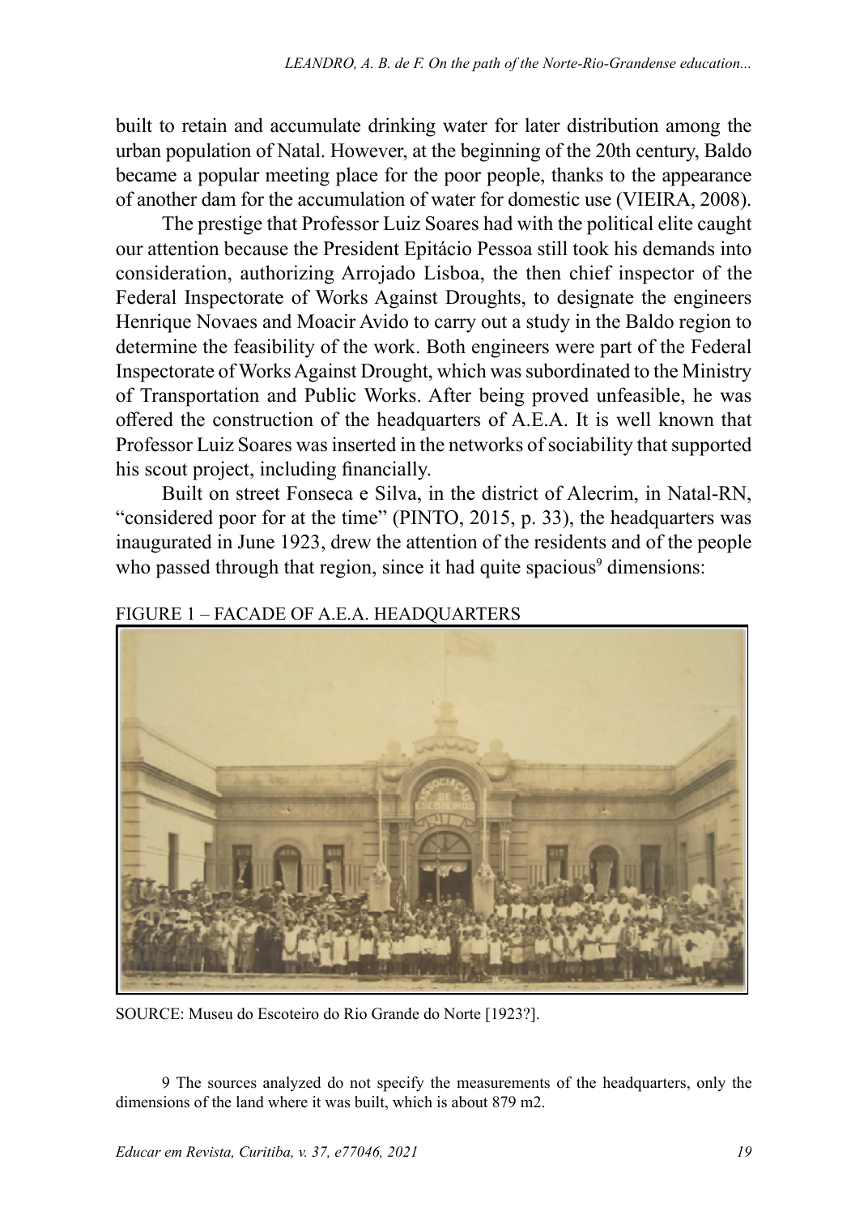built to retain and accumulate drinking water for later distribution among the urban population of Natal. However, at the beginning of the 20th century, Baldo became a popular meeting place for the poor people, thanks to the appearance of another dam for the accumulation of water for domestic use (VIEIRA, 2008).

The prestige that Professor Luiz Soares had with the political elite caught our attention because the President Epitácio Pessoa still took his demands into consideration, authorizing Arrojado Lisboa, the then chief inspector of the Federal Inspectorate of Works Against Droughts, to designate the engineers Henrique Novaes and Moacir Avido to carry out a study in the Baldo region to determine the feasibility of the work. Both engineers were part of the Federal Inspectorate of Works Against Drought, which was subordinated to the Ministry of Transportation and Public Works. After being proved unfeasible, he was offered the construction of the headquarters of A.E.A. It is well known that Professor Luiz Soares was inserted in the networks of sociability that supported his scout project, including financially.

Built on street Fonseca e Silva, in the district of Alecrim, in Natal-RN, "considered poor for at the time" (PINTO, 2015, p. 33), the headquarters was inaugurated in June 1923, drew the attention of the residents and of the people who passed through that region, since it had quite spacious[9] dimensions:

FIGURE 1 – FACADE OF A.E.A. HEADQUARTERS

SOURCE: Museu do Escoteiro do Rio Grande do Norte [1923?].

9 The sources analyzed do not specify the measurements of the headquarters, only the dimensions of the land where it was built, which is about 879 m2.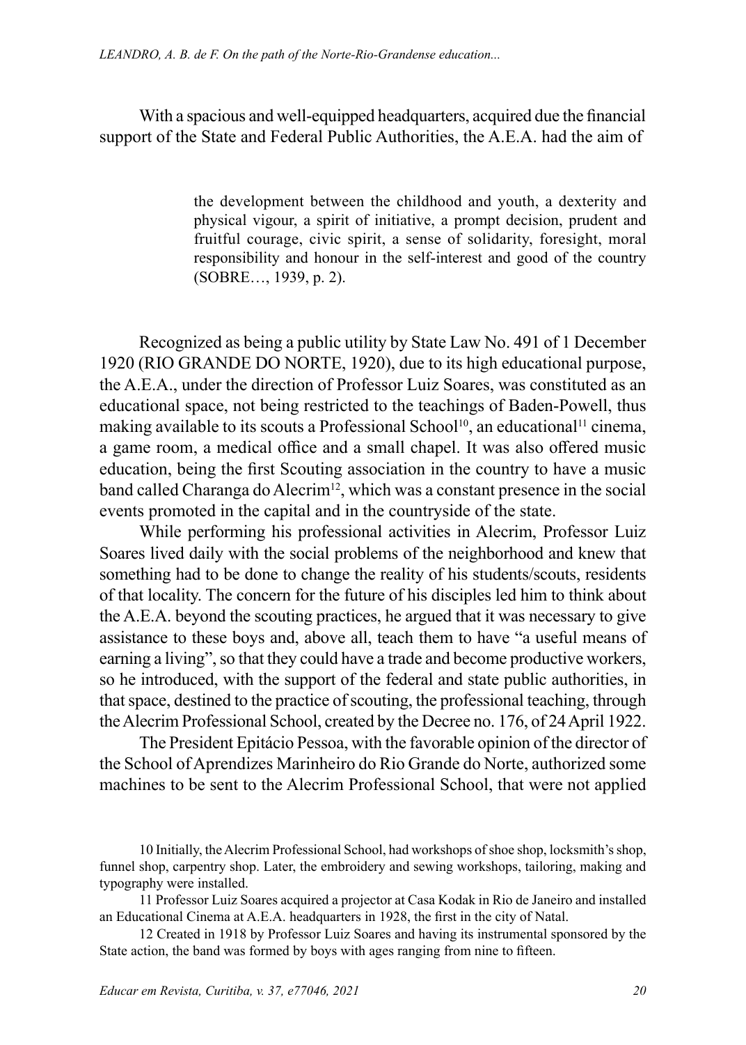With a spacious and well-equipped headquarters, acquired due the financial support of the State and Federal Public Authorities, the A.E.A. had the aim of

> the development between the childhood and youth, a dexterity and physical vigour, a spirit of initiative, a prompt decision, prudent and fruitful courage, civic spirit, a sense of solidarity, foresight, moral responsibility and honour in the self-interest and good of the country (SOBRE…, 1939, p. 2).

Recognized as being a public utility by State Law No. 491 of 1 December 1920 (RIO GRANDE DO NORTE, 1920), due to its high educational purpose, the A.E.A., under the direction of Professor Luiz Soares, was constituted as an educational space, not being restricted to the teachings of Baden-Powell, thus making available to its scouts a Professional School[10], an educational[11] cinema, a game room, a medical office and a small chapel. It was also offered music education, being the first Scouting association in the country to have a music band called Charanga do Alecrim[12], which was a constant presence in the social events promoted in the capital and in the countryside of the state.

While performing his professional activities in Alecrim, Professor Luiz Soares lived daily with the social problems of the neighborhood and knew that something had to be done to change the reality of his students/scouts, residents of that locality. The concern for the future of his disciples led him to think about the A.E.A. beyond the scouting practices, he argued that it was necessary to give assistance to these boys and, above all, teach them to have "a useful means of earning a living", so that they could have a trade and become productive workers, so he introduced, with the support of the federal and state public authorities, in that space, destined to the practice of scouting, the professional teaching, through the Alecrim Professional School, created by the Decree no. 176, of 24 April 1922.

The President Epitácio Pessoa, with the favorable opinion of the director of the School of Aprendizes Marinheiro do Rio Grande do Norte, authorized some machines to be sent to the Alecrim Professional School, that were not applied

10 Initially, the Alecrim Professional School, had workshops of shoe shop, locksmith's shop, funnel shop, carpentry shop. Later, the embroidery and sewing workshops, tailoring, making and typography were installed.

11 Professor Luiz Soares acquired a projector at Casa Kodak in Rio de Janeiro and installed an Educational Cinema at A.E.A. headquarters in 1928, the first in the city of Natal.

12 Created in 1918 by Professor Luiz Soares and having its instrumental sponsored by the State action, the band was formed by boys with ages ranging from nine to fifteen.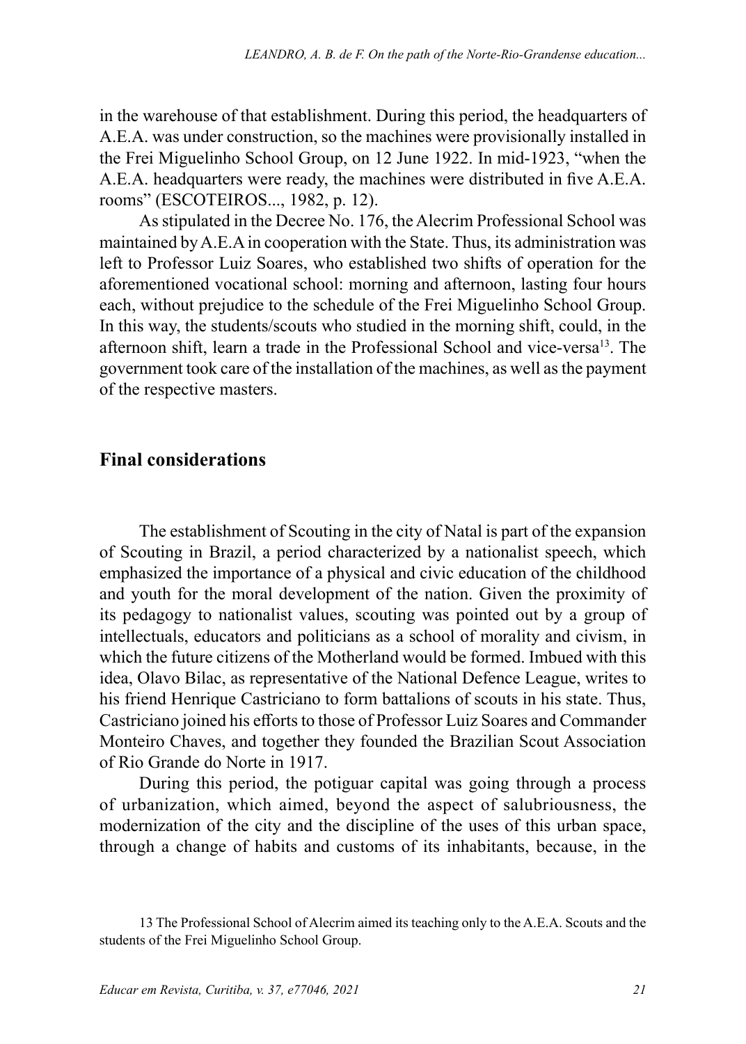in the warehouse of that establishment. During this period, the headquarters of A.E.A. was under construction, so the machines were provisionally installed in the Frei Miguelinho School Group, on 12 June 1922. In mid-1923, "when the A.E.A. headquarters were ready, the machines were distributed in five A.E.A. rooms" (ESCOTEIROS..., 1982, p. 12).

As stipulated in the Decree No. 176, the Alecrim Professional School was maintained by A.E.A in cooperation with the State. Thus, its administration was left to Professor Luiz Soares, who established two shifts of operation for the aforementioned vocational school: morning and afternoon, lasting four hours each, without prejudice to the schedule of the Frei Miguelinho School Group. In this way, the students/scouts who studied in the morning shift, could, in the afternoon shift, learn a trade in the Professional School and vice-versa[13]. The government took care of the installation of the machines, as well as the payment of the respective masters.

## Final considerations

The establishment of Scouting in the city of Natal is part of the expansion of Scouting in Brazil, a period characterized by a nationalist speech, which emphasized the importance of a physical and civic education of the childhood and youth for the moral development of the nation. Given the proximity of its pedagogy to nationalist values, scouting was pointed out by a group of intellectuals, educators and politicians as a school of morality and civism, in which the future citizens of the Motherland would be formed. Imbued with this idea, Olavo Bilac, as representative of the National Defence League, writes to his friend Henrique Castriciano to form battalions of scouts in his state. Thus, Castriciano joined his efforts to those of Professor Luiz Soares and Commander Monteiro Chaves, and together they founded the Brazilian Scout Association of Rio Grande do Norte in 1917.

During this period, the potiguar capital was going through a process of urbanization, which aimed, beyond the aspect of salubriousness, the modernization of the city and the discipline of the uses of this urban space, through a change of habits and customs of its inhabitants, because, in the

13 The Professional School of Alecrim aimed its teaching only to the A.E.A. Scouts and the students of the Frei Miguelinho School Group.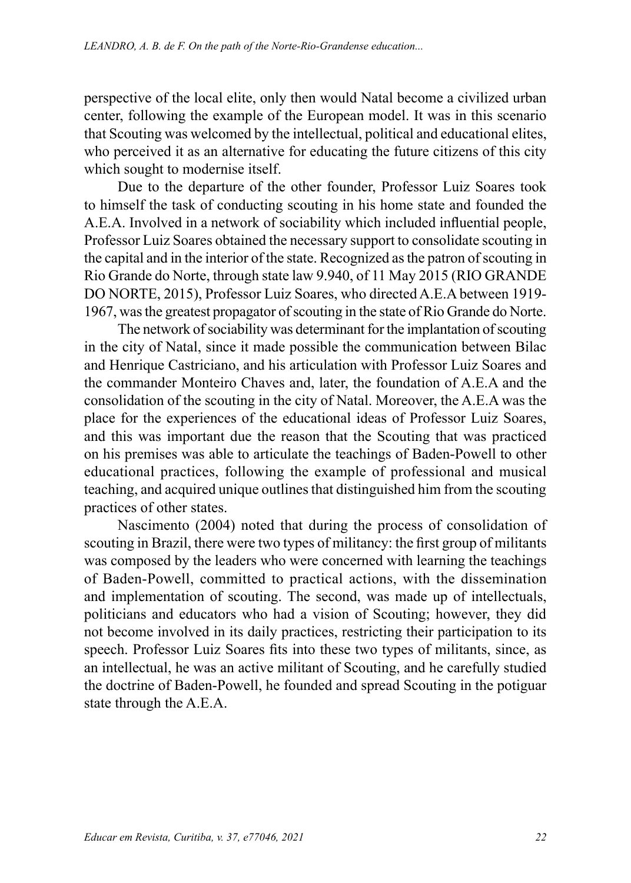perspective of the local elite, only then would Natal become a civilized urban center, following the example of the European model. It was in this scenario that Scouting was welcomed by the intellectual, political and educational elites, who perceived it as an alternative for educating the future citizens of this city which sought to modernise itself.

Due to the departure of the other founder, Professor Luiz Soares took to himself the task of conducting scouting in his home state and founded the A.E.A. Involved in a network of sociability which included influential people, Professor Luiz Soares obtained the necessary support to consolidate scouting in the capital and in the interior of the state. Recognized as the patron of scouting in Rio Grande do Norte, through state law 9.940, of 11 May 2015 (RIO GRANDE DO NORTE, 2015), Professor Luiz Soares, who directed A.E.A between 1919-1967, was the greatest propagator of scouting in the state of Rio Grande do Norte.

The network of sociability was determinant for the implantation of scouting in the city of Natal, since it made possible the communication between Bilac and Henrique Castriciano, and his articulation with Professor Luiz Soares and the commander Monteiro Chaves and, later, the foundation of A.E.A and the consolidation of the scouting in the city of Natal. Moreover, the A.E.A was the place for the experiences of the educational ideas of Professor Luiz Soares, and this was important due the reason that the Scouting that was practiced on his premises was able to articulate the teachings of Baden-Powell to other educational practices, following the example of professional and musical teaching, and acquired unique outlines that distinguished him from the scouting practices of other states.

Nascimento (2004) noted that during the process of consolidation of scouting in Brazil, there were two types of militancy: the first group of militants was composed by the leaders who were concerned with learning the teachings of Baden-Powell, committed to practical actions, with the dissemination and implementation of scouting. The second, was made up of intellectuals, politicians and educators who had a vision of Scouting; however, they did not become involved in its daily practices, restricting their participation to its speech. Professor Luiz Soares fits into these two types of militants, since, as an intellectual, he was an active militant of Scouting, and he carefully studied the doctrine of Baden-Powell, he founded and spread Scouting in the potiguar state through the A.E.A.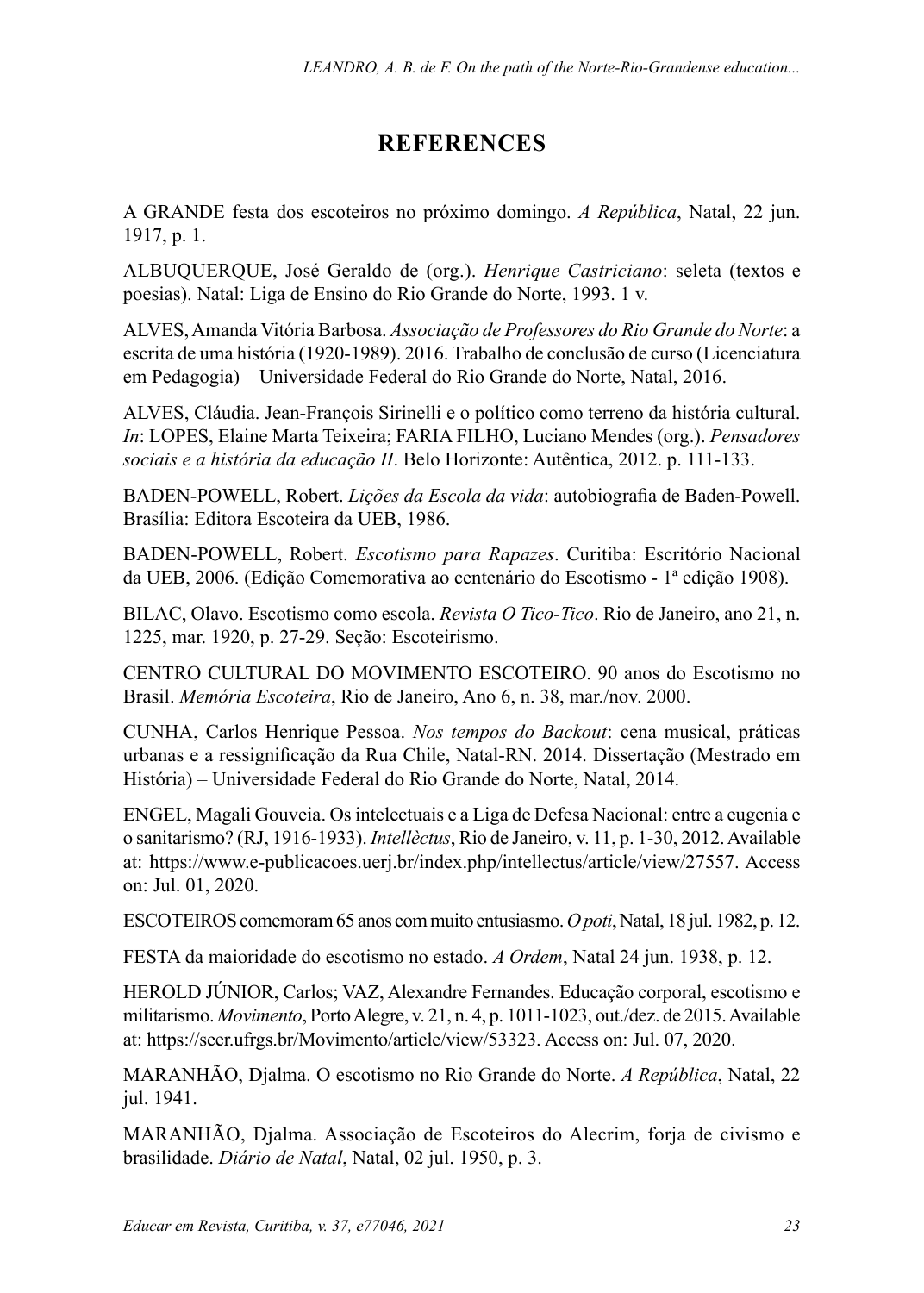## REFERENCES

A GRANDE festa dos escoteiros no próximo domingo. *A República*, Natal, 22 jun. 1917, p. 1.

ALBUQUERQUE, José Geraldo de (org.). *Henrique Castriciano*: seleta (textos e poesias). Natal: Liga de Ensino do Rio Grande do Norte, 1993. 1 v.

ALVES, Amanda Vitória Barbosa. *Associação de Professores do Rio Grande do Norte*: a escrita de uma história (1920-1989). 2016. Trabalho de conclusão de curso (Licenciatura em Pedagogia) – Universidade Federal do Rio Grande do Norte, Natal, 2016.

ALVES, Cláudia. Jean-François Sirinelli e o político como terreno da história cultural. *In*: LOPES, Elaine Marta Teixeira; FARIA FILHO, Luciano Mendes (org.). *Pensadores sociais e a história da educação II*. Belo Horizonte: Autêntica, 2012. p. 111-133.

BADEN-POWELL, Robert. *Lições da Escola da vida*: autobiografia de Baden-Powell. Brasília: Editora Escoteira da UEB, 1986.

BADEN-POWELL, Robert. *Escotismo para Rapazes*. Curitiba: Escritório Nacional da UEB, 2006. (Edição Comemorativa ao centenário do Escotismo - 1ª edição 1908).

BILAC, Olavo. Escotismo como escola. *Revista O Tico-Tico*. Rio de Janeiro, ano 21, n. 1225, mar. 1920, p. 27-29. Seção: Escoteirismo.

CENTRO CULTURAL DO MOVIMENTO ESCOTEIRO. 90 anos do Escotismo no Brasil. *Memória Escoteira*, Rio de Janeiro, Ano 6, n. 38, mar./nov. 2000.

CUNHA, Carlos Henrique Pessoa. *Nos tempos do Backout*: cena musical, práticas urbanas e a ressignificação da Rua Chile, Natal-RN. 2014. Dissertação (Mestrado em História) – Universidade Federal do Rio Grande do Norte, Natal, 2014.

ENGEL, Magali Gouveia. Os intelectuais e a Liga de Defesa Nacional: entre a eugenia e o sanitarismo? (RJ, 1916-1933). *Intellèctus*, Rio de Janeiro, v. 11, p. 1-30, 2012. Available at: https://www.e-publicacoes.uerj.br/index.php/intellectus/article/view/27557. Access on: Jul. 01, 2020.

ESCOTEIROS comemoram 65 anos com muito entusiasmo. *O poti*, Natal, 18 jul. 1982, p. 12.

FESTA da maioridade do escotismo no estado. *A Ordem*, Natal 24 jun. 1938, p. 12.

HEROLD JÚNIOR, Carlos; VAZ, Alexandre Fernandes. Educação corporal, escotismo e militarismo. *Movimento*, Porto Alegre, v. 21, n. 4, p. 1011-1023, out./dez. de 2015. Available at: https://seer.ufrgs.br/Movimento/article/view/53323. Access on: Jul. 07, 2020.

MARANHÃO, Djalma. O escotismo no Rio Grande do Norte. *A República*, Natal, 22 jul. 1941.

MARANHÃO, Djalma. Associação de Escoteiros do Alecrim, forja de civismo e brasilidade. *Diário de Natal*, Natal, 02 jul. 1950, p. 3.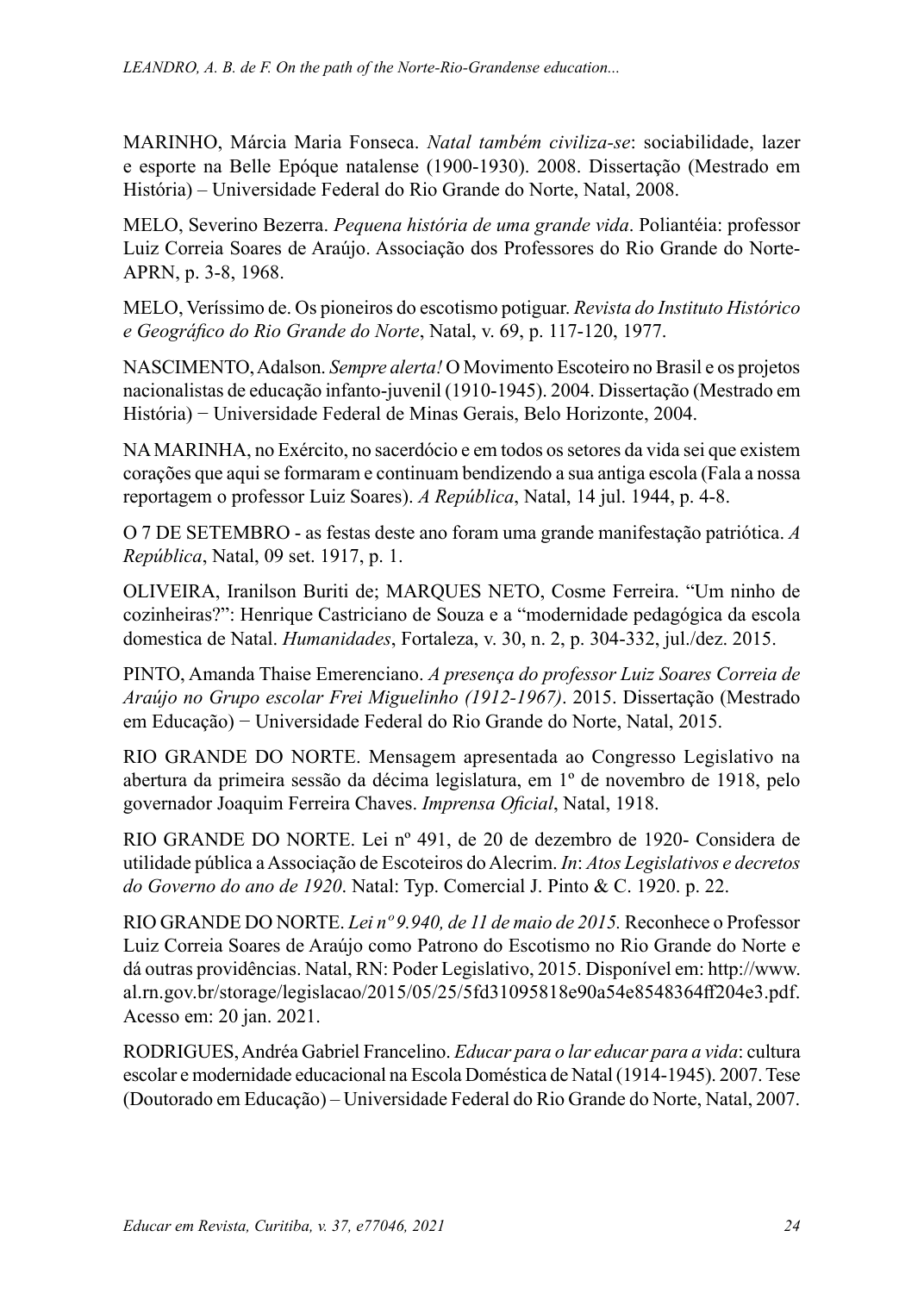MARINHO, Márcia Maria Fonseca. *Natal também civiliza-se*: sociabilidade, lazer e esporte na Belle Epóque natalense (1900-1930). 2008. Dissertação (Mestrado em História) – Universidade Federal do Rio Grande do Norte, Natal, 2008.

MELO, Severino Bezerra. *Pequena história de uma grande vida*. Poliantéia: professor Luiz Correia Soares de Araújo. Associação dos Professores do Rio Grande do Norte-APRN, p. 3-8, 1968.

MELO, Veríssimo de. Os pioneiros do escotismo potiguar. *Revista do Instituto Histórico e Geográfico do Rio Grande do Norte*, Natal, v. 69, p. 117-120, 1977.

NASCIMENTO, Adalson. *Sempre alerta!* O Movimento Escoteiro no Brasil e os projetos nacionalistas de educação infanto-juvenil (1910-1945). 2004. Dissertação (Mestrado em História) − Universidade Federal de Minas Gerais, Belo Horizonte, 2004.

NA MARINHA, no Exército, no sacerdócio e em todos os setores da vida sei que existem corações que aqui se formaram e continuam bendizendo a sua antiga escola (Fala a nossa reportagem o professor Luiz Soares). *A República*, Natal, 14 jul. 1944, p. 4-8.

O 7 DE SETEMBRO - as festas deste ano foram uma grande manifestação patriótica. *A República*, Natal, 09 set. 1917, p. 1.

OLIVEIRA, Iranilson Buriti de; MARQUES NETO, Cosme Ferreira. "Um ninho de cozinheiras?": Henrique Castriciano de Souza e a "modernidade pedagógica da escola domestica de Natal. *Humanidades*, Fortaleza, v. 30, n. 2, p. 304-332, jul./dez. 2015.

PINTO, Amanda Thaise Emerenciano. *A presença do professor Luiz Soares Correia de Araújo no Grupo escolar Frei Miguelinho (1912-1967)*. 2015. Dissertação (Mestrado em Educação) − Universidade Federal do Rio Grande do Norte, Natal, 2015.

RIO GRANDE DO NORTE. Mensagem apresentada ao Congresso Legislativo na abertura da primeira sessão da décima legislatura, em 1º de novembro de 1918, pelo governador Joaquim Ferreira Chaves. *Imprensa Oficial*, Natal, 1918.

RIO GRANDE DO NORTE. Lei nº 491, de 20 de dezembro de 1920- Considera de utilidade pública a Associação de Escoteiros do Alecrim. *In*: *Atos Legislativos e decretos do Governo do ano de 1920*. Natal: Typ. Comercial J. Pinto & C. 1920. p. 22.

RIO GRANDE DO NORTE. *Lei nº 9.940, de 11 de maio de 2015.* Reconhece o Professor Luiz Correia Soares de Araújo como Patrono do Escotismo no Rio Grande do Norte e dá outras providências. Natal, RN: Poder Legislativo, 2015. Disponível em: http://www.al.rn.gov.br/storage/legislacao/2015/05/25/5fd31095818e90a54e8548364ff204e3.pdf. Acesso em: 20 jan. 2021.

RODRIGUES, Andréa Gabriel Francelino. *Educar para o lar educar para a vida*: cultura escolar e modernidade educacional na Escola Doméstica de Natal (1914-1945). 2007. Tese (Doutorado em Educação) – Universidade Federal do Rio Grande do Norte, Natal, 2007.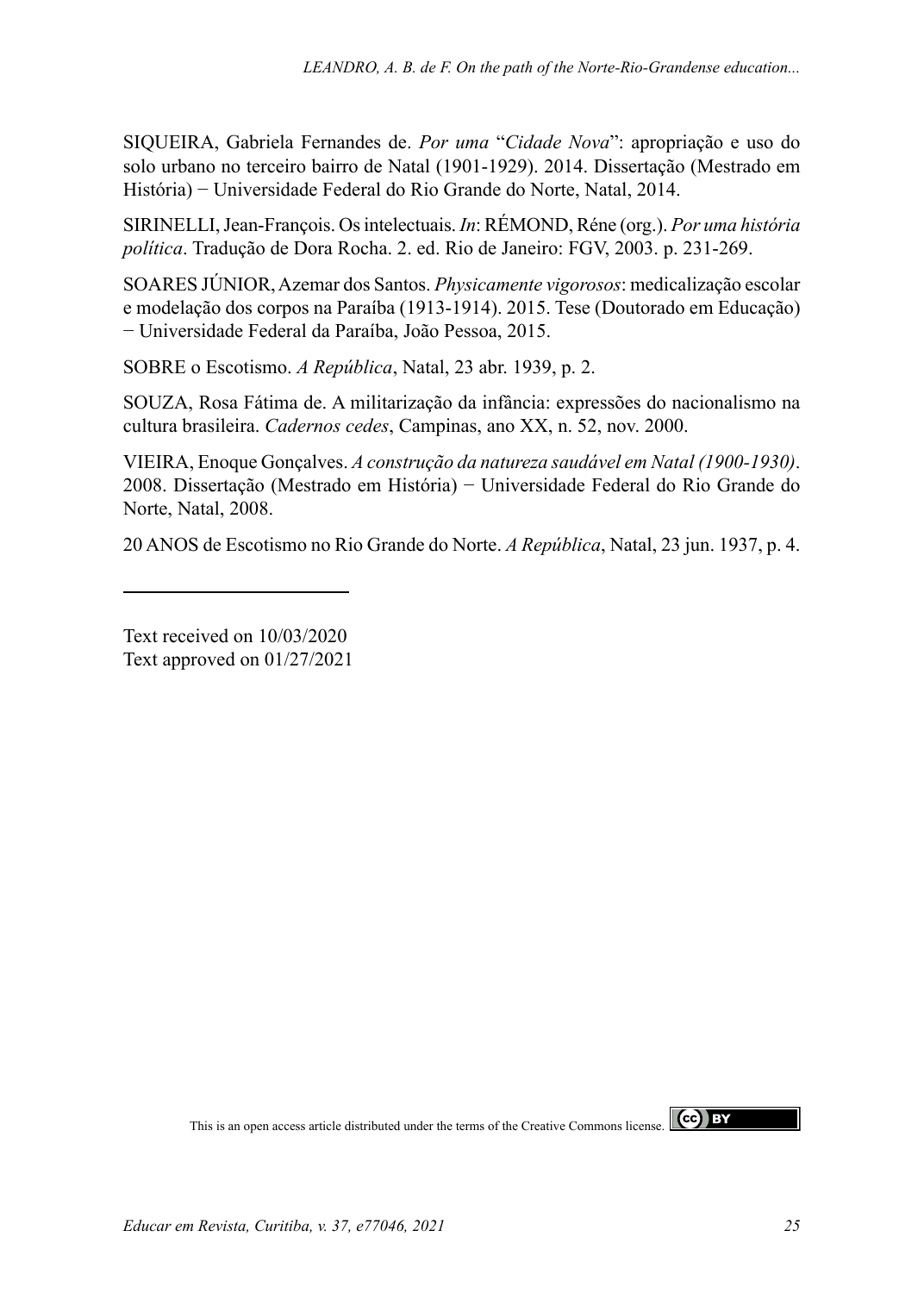SIQUEIRA, Gabriela Fernandes de. *Por uma* "*Cidade Nova*": apropriação e uso do solo urbano no terceiro bairro de Natal (1901-1929). 2014. Dissertação (Mestrado em História) − Universidade Federal do Rio Grande do Norte, Natal, 2014.

SIRINELLI, Jean-François. Os intelectuais. *In*: RÉMOND, Réne (org.). *Por uma história política*. Tradução de Dora Rocha. 2. ed. Rio de Janeiro: FGV, 2003. p. 231-269.

SOARES JÚNIOR, Azemar dos Santos. *Physicamente vigorosos*: medicalização escolar e modelação dos corpos na Paraíba (1913-1914). 2015. Tese (Doutorado em Educação) − Universidade Federal da Paraíba, João Pessoa, 2015.

SOBRE o Escotismo. *A República*, Natal, 23 abr. 1939, p. 2.

SOUZA, Rosa Fátima de. A militarização da infância: expressões do nacionalismo na cultura brasileira. *Cadernos cedes*, Campinas, ano XX, n. 52, nov. 2000.

VIEIRA, Enoque Gonçalves. *A construção da natureza saudável em Natal (1900-1930)*. 2008. Dissertação (Mestrado em História) − Universidade Federal do Rio Grande do Norte, Natal, 2008.

20 ANOS de Escotismo no Rio Grande do Norte. *A República*, Natal, 23 jun. 1937, p. 4.

---

Text received on 10/03/2020
Text approved on 01/27/2021

This is an open access article distributed under the terms of the Creative Commons license.